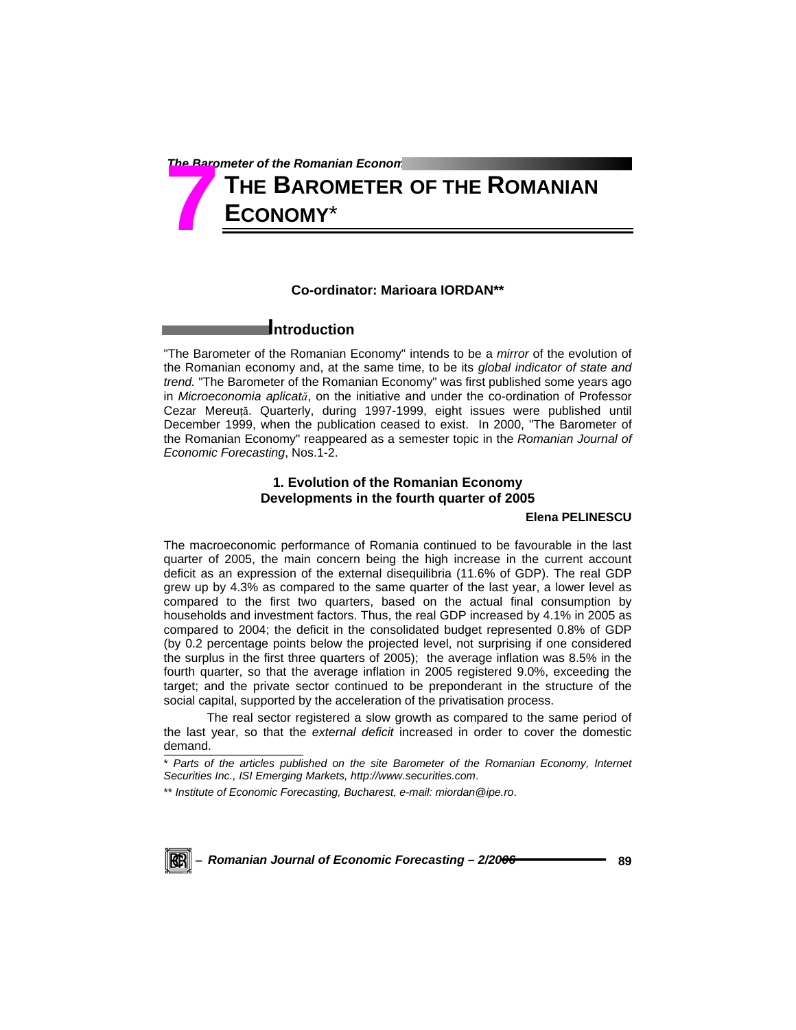# 7 THE BAROMETER OF THE ROMANIAN ECONOMY*

**Co-ordinator: Marioara IORDAN****

## Introduction

"The Barometer of the Romanian Economy" intends to be a *mirror* of the evolution of the Romanian economy and, at the same time, to be its *global indicator of state and trend.* "The Barometer of the Romanian Economy" was first published some years ago in *Microeconomia aplicată*, on the initiative and under the co-ordination of Professor Cezar Mereuţă. Quarterly, during 1997-1999, eight issues were published until December 1999, when the publication ceased to exist. In 2000, "The Barometer of the Romanian Economy" reappeared as a semester topic in the *Romanian Journal of Economic Forecasting*, Nos.1-2.

### 1. Evolution of the Romanian Economy Developments in the fourth quarter of 2005

**Elena PELINESCU**

The macroeconomic performance of Romania continued to be favourable in the last quarter of 2005, the main concern being the high increase in the current account deficit as an expression of the external disequilibria (11.6% of GDP). The real GDP grew up by 4.3% as compared to the same quarter of the last year, a lower level as compared to the first two quarters, based on the actual final consumption by households and investment factors. Thus, the real GDP increased by 4.1% in 2005 as compared to 2004; the deficit in the consolidated budget represented 0.8% of GDP (by 0.2 percentage points below the projected level, not surprising if one considered the surplus in the first three quarters of 2005); the average inflation was 8.5% in the fourth quarter, so that the average inflation in 2005 registered 9.0%, exceeding the target; and the private sector continued to be preponderant in the structure of the social capital, supported by the acceleration of the privatisation process.

The real sector registered a slow growth as compared to the same period of the last year, so that the *external deficit* increased in order to cover the domestic demand.

\* *Parts of the articles published on the site Barometer of the Romanian Economy, Internet Securities Inc., ISI Emerging Markets, http://www.securities.com*.

\*\* *Institute of Economic Forecasting, Bucharest, e-mail: miordan@ipe.ro*.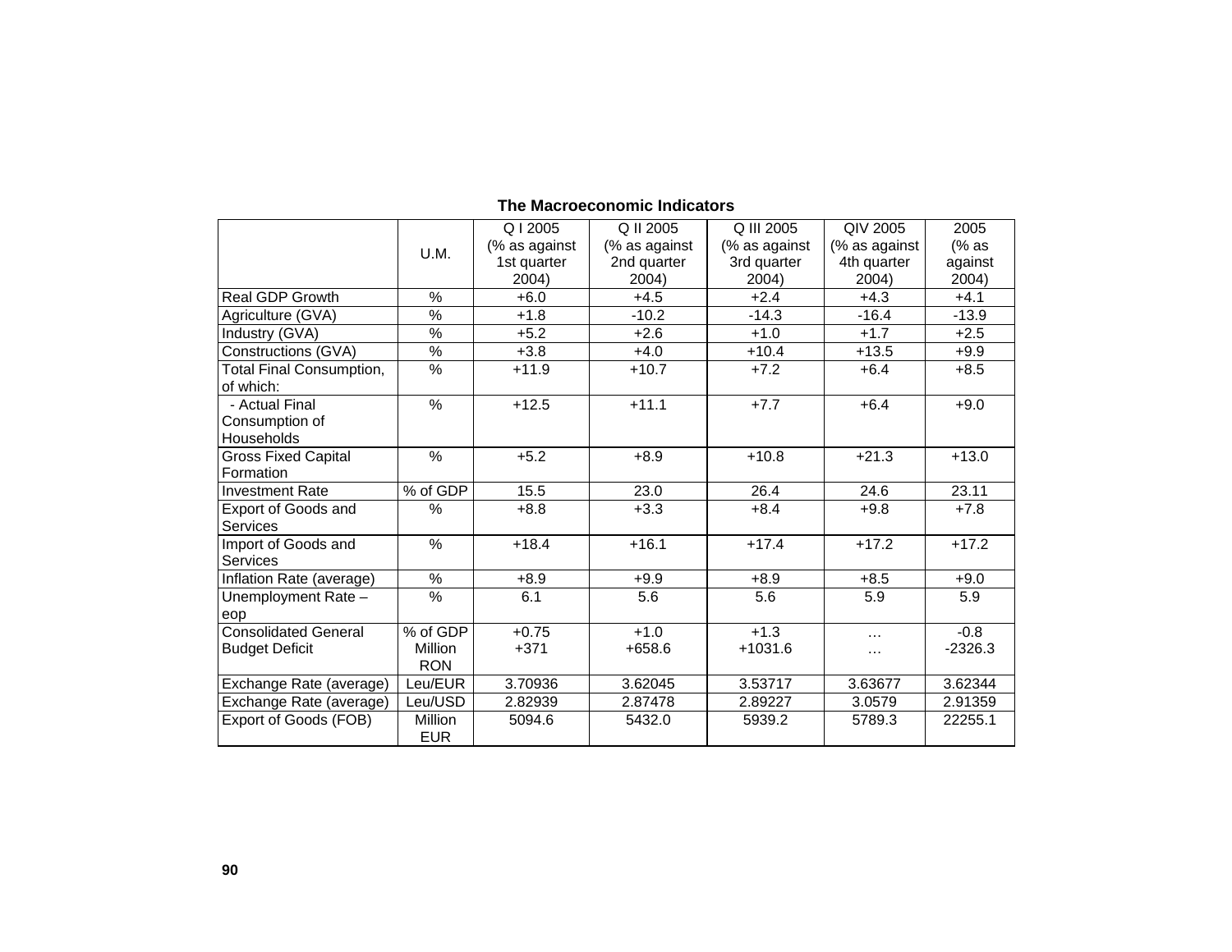**The Macroeconomic Indicators**

| | U.M. | Q I 2005 (% as against 1st quarter 2004) | Q II 2005 (% as against 2nd quarter 2004) | Q III 2005 (% as against 3rd quarter 2004) | QIV 2005 (% as against 4th quarter 2004) | 2005 (% as against 2004) |
|---|---|---|---|---|---|---|
| Real GDP Growth | % | +6.0 | +4.5 | +2.4 | +4.3 | +4.1 |
| Agriculture (GVA) | % | +1.8 | -10.2 | -14.3 | -16.4 | -13.9 |
| Industry (GVA) | % | +5.2 | +2.6 | +1.0 | +1.7 | +2.5 |
| Constructions (GVA) | % | +3.8 | +4.0 | +10.4 | +13.5 | +9.9 |
| Total Final Consumption, of which: | % | +11.9 | +10.7 | +7.2 | +6.4 | +8.5 |
| - Actual Final Consumption of Households | % | +12.5 | +11.1 | +7.7 | +6.4 | +9.0 |
| Gross Fixed Capital Formation | % | +5.2 | +8.9 | +10.8 | +21.3 | +13.0 |
| Investment Rate | % of GDP | 15.5 | 23.0 | 26.4 | 24.6 | 23.11 |
| Export of Goods and Services | % | +8.8 | +3.3 | +8.4 | +9.8 | +7.8 |
| Import of Goods and Services | % | +18.4 | +16.1 | +17.4 | +17.2 | +17.2 |
| Inflation Rate (average) | % | +8.9 | +9.9 | +8.9 | +8.5 | +9.0 |
| Unemployment Rate – eop | % | 6.1 | 5.6 | 5.6 | 5.9 | 5.9 |
| Consolidated General Budget Deficit | % of GDP<br>Million RON | +0.75<br>+371 | +1.0<br>+658.6 | +1.3<br>+1031.6 | …<br>… | -0.8<br>-2326.3 |
| Exchange Rate (average) | Leu/EUR | 3.70936 | 3.62045 | 3.53717 | 3.63677 | 3.62344 |
| Exchange Rate (average) | Leu/USD | 2.82939 | 2.87478 | 2.89227 | 3.0579 | 2.91359 |
| Export of Goods (FOB) | Million EUR | 5094.6 | 5432.0 | 5939.2 | 5789.3 | 22255.1 |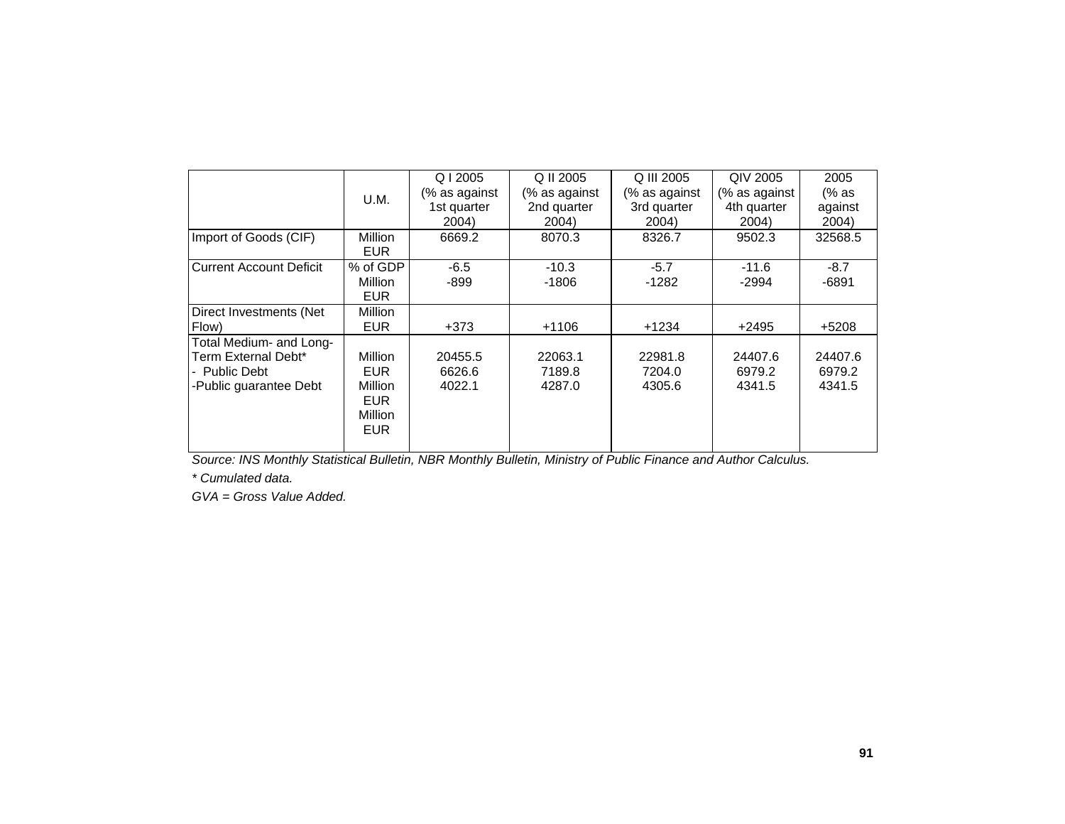| | U.M. | Q I 2005 (% as against 1st quarter 2004) | Q II 2005 (% as against 2nd quarter 2004) | Q III 2005 (% as against 3rd quarter 2004) | QIV 2005 (% as against 4th quarter 2004) | 2005 (% as against 2004) |
|---|---|---|---|---|---|---|
| Import of Goods (CIF) | Million EUR | 6669.2 | 8070.3 | 8326.7 | 9502.3 | 32568.5 |
| Current Account Deficit | % of GDP<br>Million EUR | -6.5<br>-899 | -10.3<br>-1806 | -5.7<br>-1282 | -11.6<br>-2994 | -8.7<br>-6891 |
| Direct Investments (Net Flow) | Million EUR | +373 | +1106 | +1234 | +2495 | +5208 |
| Total Medium- and Long-Term External Debt*<br>- Public Debt<br>-Public guarantee Debt | Million EUR<br>Million EUR<br>Million EUR | 20455.5<br>6626.6<br>4022.1 | 22063.1<br>7189.8<br>4287.0 | 22981.8<br>7204.0<br>4305.6 | 24407.6<br>6979.2<br>4341.5 | 24407.6<br>6979.2<br>4341.5 |

*Source: INS Monthly Statistical Bulletin, NBR Monthly Bulletin, Ministry of Public Finance and Author Calculus.*

*\* Cumulated data.*

*GVA = Gross Value Added.*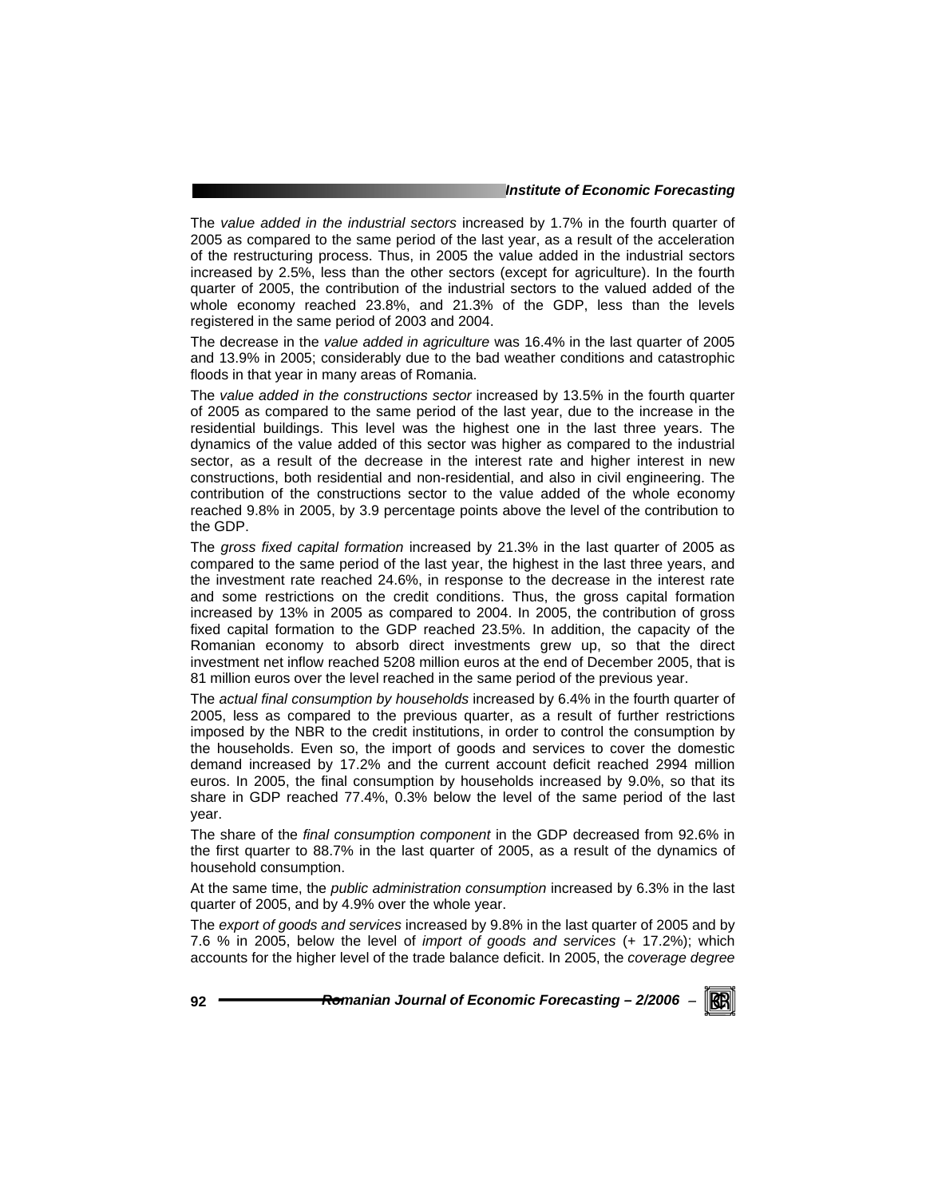The *value added in the industrial sectors* increased by 1.7% in the fourth quarter of 2005 as compared to the same period of the last year, as a result of the acceleration of the restructuring process. Thus, in 2005 the value added in the industrial sectors increased by 2.5%, less than the other sectors (except for agriculture). In the fourth quarter of 2005, the contribution of the industrial sectors to the valued added of the whole economy reached 23.8%, and 21.3% of the GDP, less than the levels registered in the same period of 2003 and 2004.

The decrease in the *value added in agriculture* was 16.4% in the last quarter of 2005 and 13.9% in 2005; considerably due to the bad weather conditions and catastrophic floods in that year in many areas of Romania.

The *value added in the constructions sector* increased by 13.5% in the fourth quarter of 2005 as compared to the same period of the last year, due to the increase in the residential buildings. This level was the highest one in the last three years. The dynamics of the value added of this sector was higher as compared to the industrial sector, as a result of the decrease in the interest rate and higher interest in new constructions, both residential and non-residential, and also in civil engineering. The contribution of the constructions sector to the value added of the whole economy reached 9.8% in 2005, by 3.9 percentage points above the level of the contribution to the GDP.

The *gross fixed capital formation* increased by 21.3% in the last quarter of 2005 as compared to the same period of the last year, the highest in the last three years, and the investment rate reached 24.6%, in response to the decrease in the interest rate and some restrictions on the credit conditions. Thus, the gross capital formation increased by 13% in 2005 as compared to 2004. In 2005, the contribution of gross fixed capital formation to the GDP reached 23.5%. In addition, the capacity of the Romanian economy to absorb direct investments grew up, so that the direct investment net inflow reached 5208 million euros at the end of December 2005, that is 81 million euros over the level reached in the same period of the previous year.

The *actual final consumption by households* increased by 6.4% in the fourth quarter of 2005, less as compared to the previous quarter, as a result of further restrictions imposed by the NBR to the credit institutions, in order to control the consumption by the households. Even so, the import of goods and services to cover the domestic demand increased by 17.2% and the current account deficit reached 2994 million euros. In 2005, the final consumption by households increased by 9.0%, so that its share in GDP reached 77.4%, 0.3% below the level of the same period of the last year.

The share of the *final consumption component* in the GDP decreased from 92.6% in the first quarter to 88.7% in the last quarter of 2005, as a result of the dynamics of household consumption.

At the same time, the *public administration consumption* increased by 6.3% in the last quarter of 2005, and by 4.9% over the whole year.

The *export of goods and services* increased by 9.8% in the last quarter of 2005 and by 7.6 % in 2005, below the level of *import of goods and services* (+ 17.2%); which accounts for the higher level of the trade balance deficit. In 2005, the *coverage degree*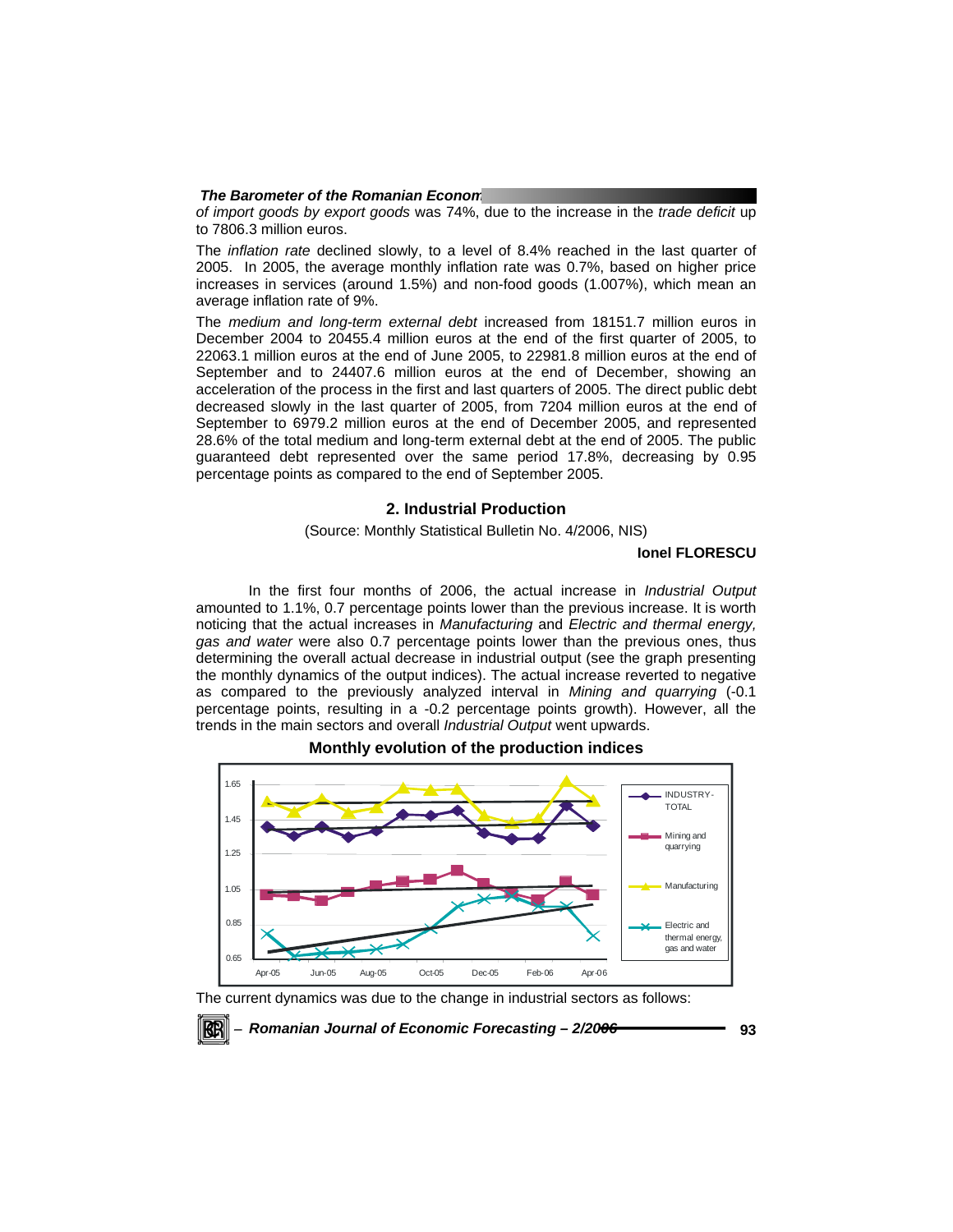of import goods by export goods was 74%, due to the increase in the *trade deficit* up to 7806.3 million euros.

The *inflation rate* declined slowly, to a level of 8.4% reached in the last quarter of 2005. In 2005, the average monthly inflation rate was 0.7%, based on higher price increases in services (around 1.5%) and non-food goods (1.007%), which mean an average inflation rate of 9%.

The *medium and long-term external debt* increased from 18151.7 million euros in December 2004 to 20455.4 million euros at the end of the first quarter of 2005, to 22063.1 million euros at the end of June 2005, to 22981.8 million euros at the end of September and to 24407.6 million euros at the end of December, showing an acceleration of the process in the first and last quarters of 2005. The direct public debt decreased slowly in the last quarter of 2005, from 7204 million euros at the end of September to 6979.2 million euros at the end of December 2005, and represented 28.6% of the total medium and long-term external debt at the end of 2005. The public guaranteed debt represented over the same period 17.8%, decreasing by 0.95 percentage points as compared to the end of September 2005.

## 2. Industrial Production

(Source: Monthly Statistical Bulletin No. 4/2006, NIS)

**Ionel FLORESCU**

In the first four months of 2006, the actual increase in *Industrial Output* amounted to 1.1%, 0.7 percentage points lower than the previous increase. It is worth noticing that the actual increases in *Manufacturing* and *Electric and thermal energy, gas and water* were also 0.7 percentage points lower than the previous ones, thus determining the overall actual decrease in industrial output (see the graph presenting the monthly dynamics of the output indices). The actual increase reverted to negative as compared to the previously analyzed interval in *Mining and quarrying* (-0.1 percentage points, resulting in a -0.2 percentage points growth). However, all the trends in the main sectors and overall *Industrial Output* went upwards.

**Monthly evolution of the production indices**

1.65
1.45
1.25
1.05
0.85
0.65

Apr-05 Jun-05 Aug-05 Oct-05 Dec-05 Feb-06 Apr-06

INDUSTRY-TOTAL
Mining and quarrying
Manufacturing
Electric and thermal energy, gas and water

The current dynamics was due to the change in industrial sectors as follows: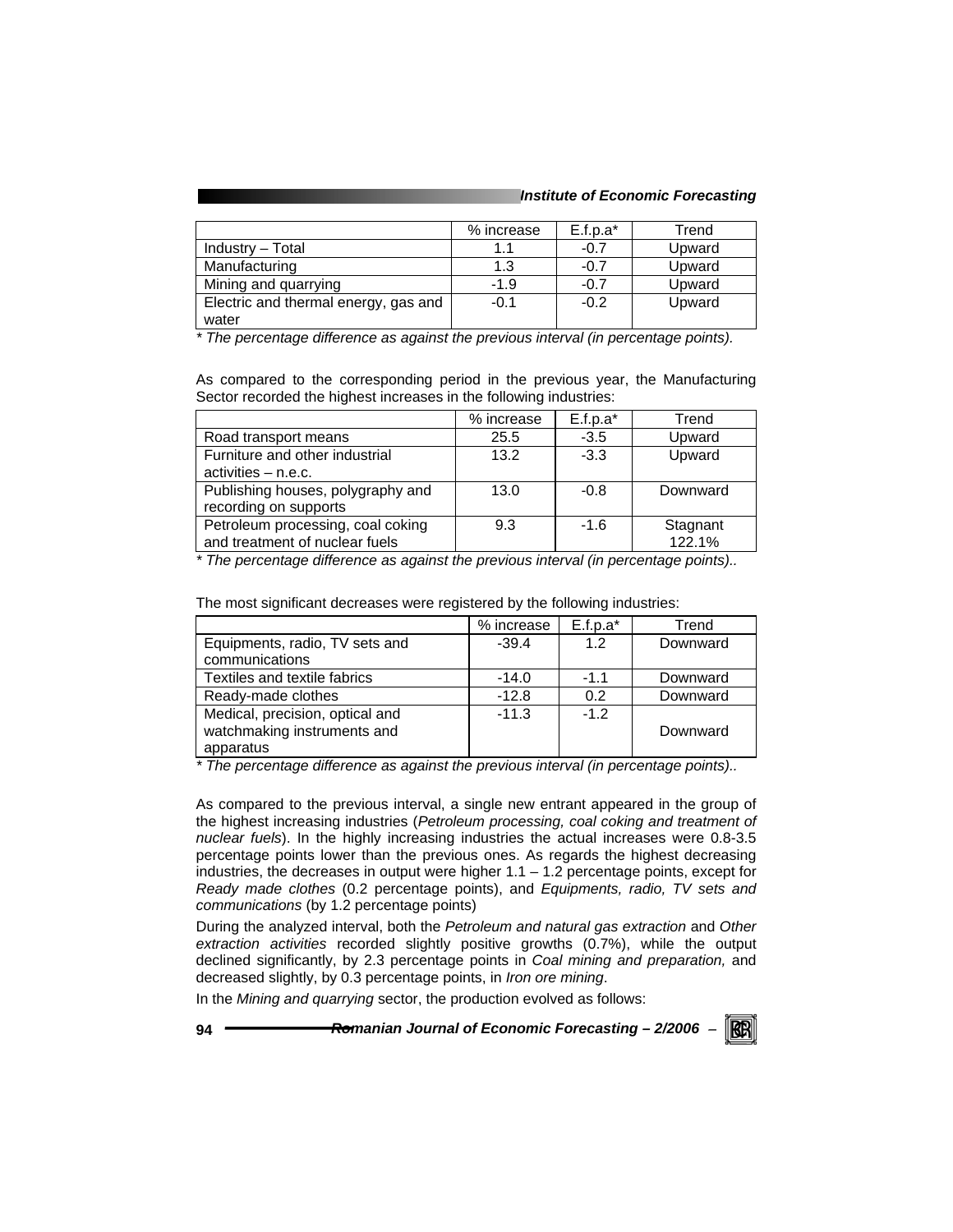| | % increase | E.f.p.a* | Trend |
|---|---|---|---|
| Industry – Total | 1.1 | -0.7 | Upward |
| Manufacturing | 1.3 | -0.7 | Upward |
| Mining and quarrying | -1.9 | -0.7 | Upward |
| Electric and thermal energy, gas and water | -0.1 | -0.2 | Upward |

*\* The percentage difference as against the previous interval (in percentage points).*

As compared to the corresponding period in the previous year, the Manufacturing Sector recorded the highest increases in the following industries:

| | % increase | E.f.p.a* | Trend |
|---|---|---|---|
| Road transport means | 25.5 | -3.5 | Upward |
| Furniture and other industrial activities – n.e.c. | 13.2 | -3.3 | Upward |
| Publishing houses, polygraphy and recording on supports | 13.0 | -0.8 | Downward |
| Petroleum processing, coal coking and treatment of nuclear fuels | 9.3 | -1.6 | Stagnant 122.1% |

*\* The percentage difference as against the previous interval (in percentage points)..*

The most significant decreases were registered by the following industries:

| | % increase | E.f.p.a* | Trend |
|---|---|---|---|
| Equipments, radio, TV sets and communications | -39.4 | 1.2 | Downward |
| Textiles and textile fabrics | -14.0 | -1.1 | Downward |
| Ready-made clothes | -12.8 | 0.2 | Downward |
| Medical, precision, optical and watchmaking instruments and apparatus | -11.3 | -1.2 | Downward |

*\* The percentage difference as against the previous interval (in percentage points)..*

As compared to the previous interval, a single new entrant appeared in the group of the highest increasing industries (*Petroleum processing, coal coking and treatment of nuclear fuels*). In the highly increasing industries the actual increases were 0.8-3.5 percentage points lower than the previous ones. As regards the highest decreasing industries, the decreases in output were higher 1.1 – 1.2 percentage points, except for *Ready made clothes* (0.2 percentage points), and *Equipments, radio, TV sets and communications* (by 1.2 percentage points)

During the analyzed interval, both the *Petroleum and natural gas extraction* and *Other extraction activities* recorded slightly positive growths (0.7%), while the output declined significantly, by 2.3 percentage points in *Coal mining and preparation,* and decreased slightly, by 0.3 percentage points, in *Iron ore mining*.

In the *Mining and quarrying* sector, the production evolved as follows: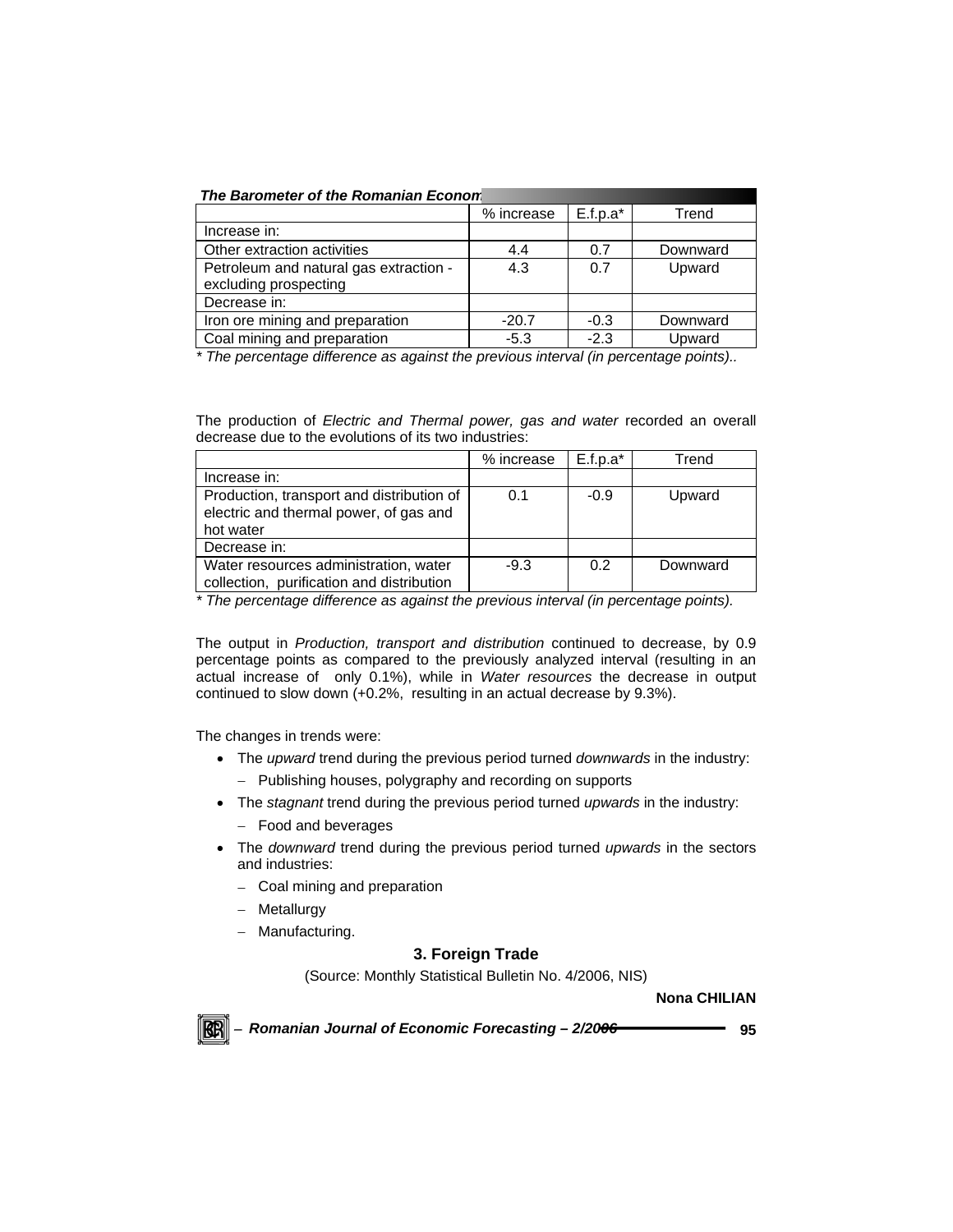| | % increase | E.f.p.a* | Trend |
|---|---|---|---|
| Increase in: | | | |
| Other extraction activities | 4.4 | 0.7 | Downward |
| Petroleum and natural gas extraction - excluding prospecting | 4.3 | 0.7 | Upward |
| Decrease in: | | | |
| Iron ore mining and preparation | -20.7 | -0.3 | Downward |
| Coal mining and preparation | -5.3 | -2.3 | Upward |

*\* The percentage difference as against the previous interval (in percentage points)..*

The production of *Electric and Thermal power, gas and water* recorded an overall decrease due to the evolutions of its two industries:

| | % increase | E.f.p.a* | Trend |
|---|---|---|---|
| Increase in: | | | |
| Production, transport and distribution of electric and thermal power, of gas and hot water | 0.1 | -0.9 | Upward |
| Decrease in: | | | |
| Water resources administration, water collection, purification and distribution | -9.3 | 0.2 | Downward |

*\* The percentage difference as against the previous interval (in percentage points).*

The output in *Production, transport and distribution* continued to decrease, by 0.9 percentage points as compared to the previously analyzed interval (resulting in an actual increase of only 0.1%), while in *Water resources* the decrease in output continued to slow down (+0.2%, resulting in an actual decrease by 9.3%).

The changes in trends were:

- The *upward* trend during the previous period turned *downwards* in the industry:
  - Publishing houses, polygraphy and recording on supports
- The *stagnant* trend during the previous period turned *upwards* in the industry:
  - Food and beverages
- The *downward* trend during the previous period turned *upwards* in the sectors and industries:
  - Coal mining and preparation
  - Metallurgy
  - Manufacturing.

## 3. Foreign Trade

(Source: Monthly Statistical Bulletin No. 4/2006, NIS)

**Nona CHILIAN**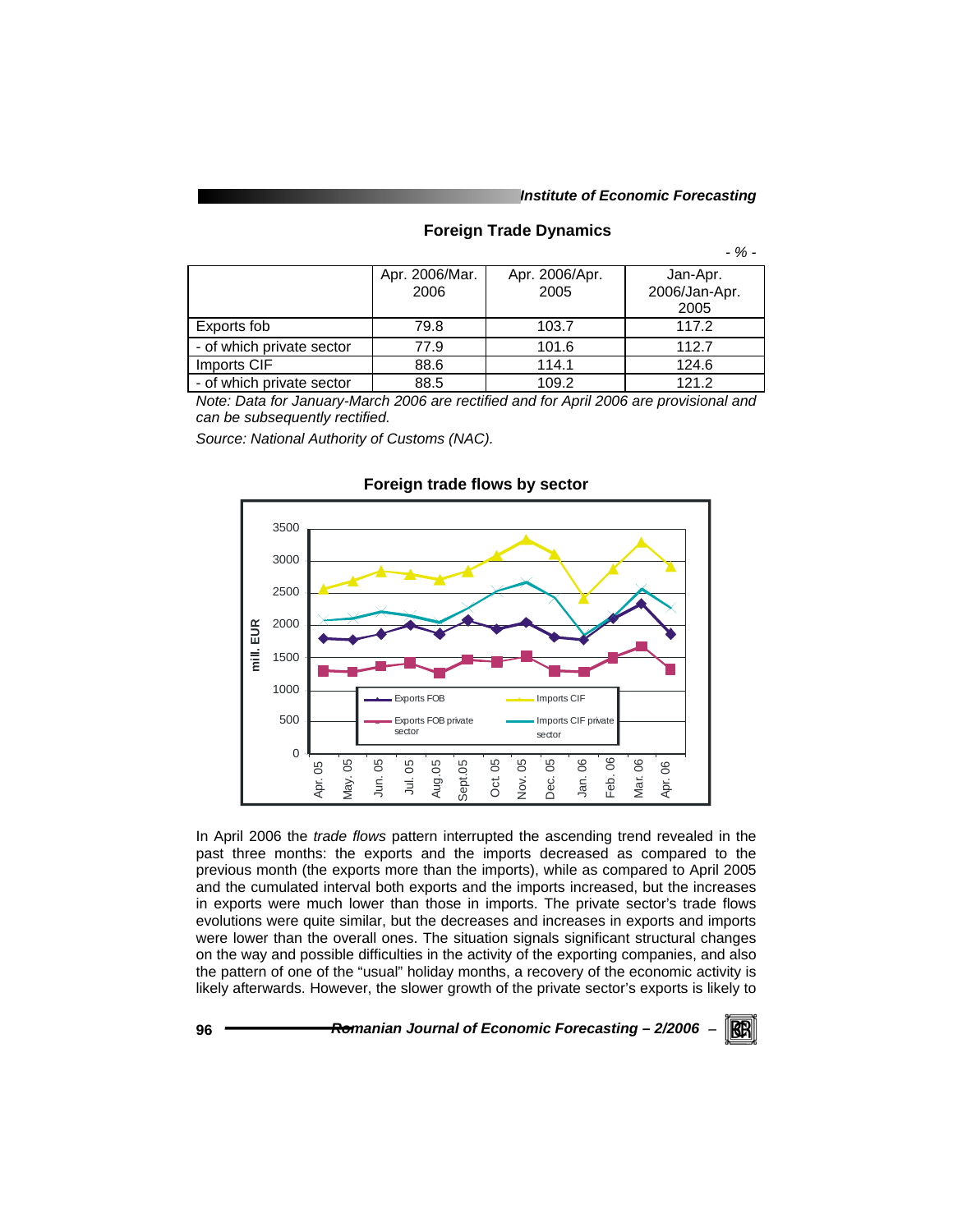**Foreign Trade Dynamics**

- % -

| | Apr. 2006/Mar. 2006 | Apr. 2006/Apr. 2005 | Jan-Apr. 2006/Jan-Apr. 2005 |
|---|---|---|---|
| Exports fob | 79.8 | 103.7 | 117.2 |
| - of which private sector | 77.9 | 101.6 | 112.7 |
| Imports CIF | 88.6 | 114.1 | 124.6 |
| - of which private sector | 88.5 | 109.2 | 121.2 |

*Note: Data for January-March 2006 are rectified and for April 2006 are provisional and can be subsequently rectified.*

*Source: National Authority of Customs (NAC).*

**Foreign trade flows by sector**

mill. EUR

3500
3000
2500
2000
1500
1000
500
0

Apr. 05, May. 05, Jun. 05, Jul. 05, Aug.05, Sept.05, Oct 05, Nov. 05, Dec. 05, Jan. 06, Feb. 06, Mar. 06, Apr. 06

Exports FOB
Imports CIF
Exports FOB private sector
Imports CIF private sector

In April 2006 the *trade flows* pattern interrupted the ascending trend revealed in the past three months: the exports and the imports decreased as compared to the previous month (the exports more than the imports), while as compared to April 2005 and the cumulated interval both exports and the imports increased, but the increases in exports were much lower than those in imports. The private sector's trade flows evolutions were quite similar, but the decreases and increases in exports and imports were lower than the overall ones. The situation signals significant structural changes on the way and possible difficulties in the activity of the exporting companies, and also the pattern of one of the "usual" holiday months, a recovery of the economic activity is likely afterwards. However, the slower growth of the private sector's exports is likely to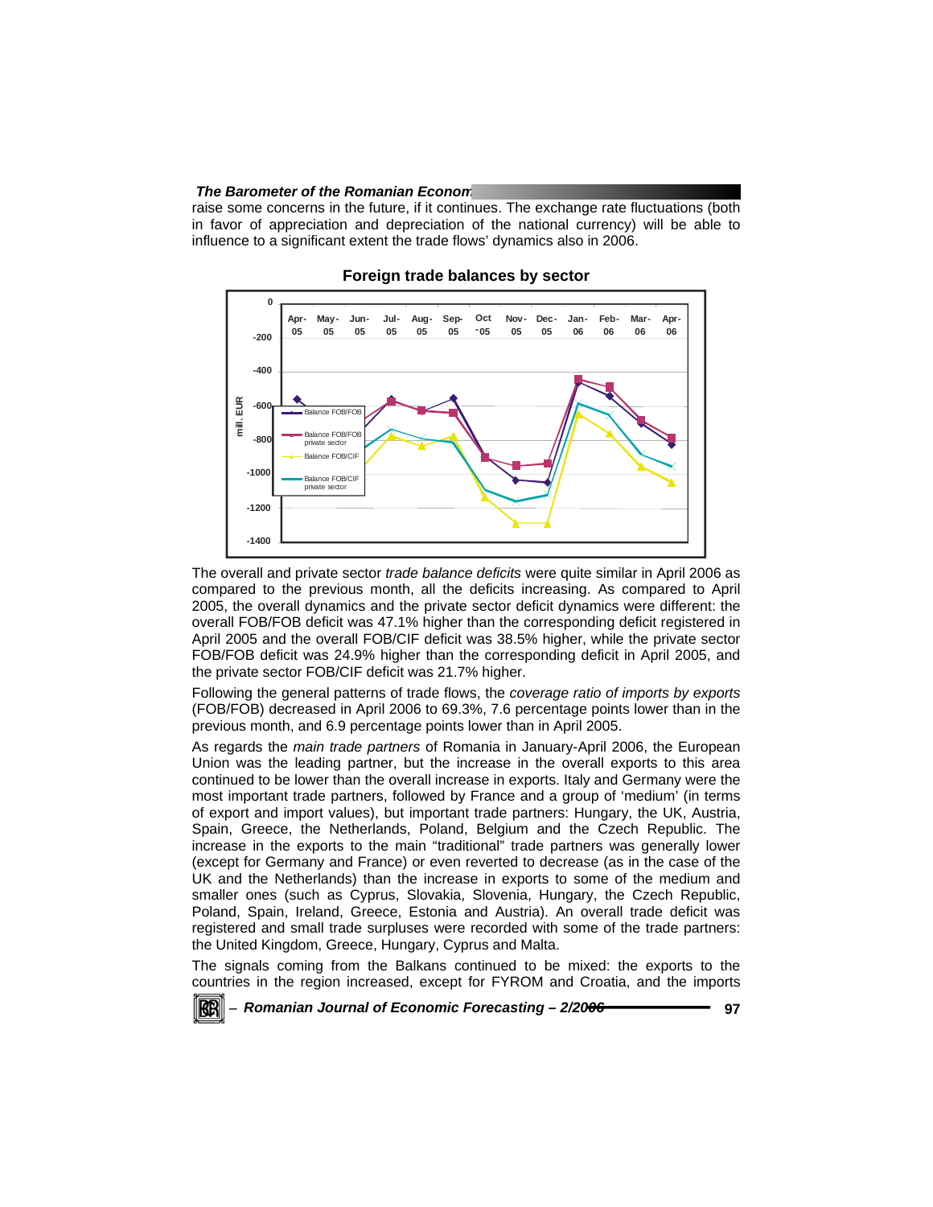raise some concerns in the future, if it continues. The exchange rate fluctuations (both in favor of appreciation and depreciation of the national currency) will be able to influence to a significant extent the trade flows' dynamics also in 2006.

**Foreign trade balances by sector**

0
-200
-400
-600
-800
-1000
-1200
-1400
mill. EUR
Apr-05 May-05 Jun-05 Jul-05 Aug-05 Sep-05 Oct-05 Nov-05 Dec-05 Jan-06 Feb-06 Mar-06 Apr-06
Balance FOB/FOB
Balance FOB/FOB private sector
Balance FOB/CIF
Balance FOB/CIF private sector

The overall and private sector *trade balance deficits* were quite similar in April 2006 as compared to the previous month, all the deficits increasing. As compared to April 2005, the overall dynamics and the private sector deficit dynamics were different: the overall FOB/FOB deficit was 47.1% higher than the corresponding deficit registered in April 2005 and the overall FOB/CIF deficit was 38.5% higher, while the private sector FOB/FOB deficit was 24.9% higher than the corresponding deficit in April 2005, and the private sector FOB/CIF deficit was 21.7% higher.

Following the general patterns of trade flows, the *coverage ratio of imports by exports* (FOB/FOB) decreased in April 2006 to 69.3%, 7.6 percentage points lower than in the previous month, and 6.9 percentage points lower than in April 2005.

As regards the *main trade partners* of Romania in January-April 2006, the European Union was the leading partner, but the increase in the overall exports to this area continued to be lower than the overall increase in exports. Italy and Germany were the most important trade partners, followed by France and a group of 'medium' (in terms of export and import values), but important trade partners: Hungary, the UK, Austria, Spain, Greece, the Netherlands, Poland, Belgium and the Czech Republic. The increase in the exports to the main "traditional" trade partners was generally lower (except for Germany and France) or even reverted to decrease (as in the case of the UK and the Netherlands) than the increase in exports to some of the medium and smaller ones (such as Cyprus, Slovakia, Slovenia, Hungary, the Czech Republic, Poland, Spain, Ireland, Greece, Estonia and Austria). An overall trade deficit was registered and small trade surpluses were recorded with some of the trade partners: the United Kingdom, Greece, Hungary, Cyprus and Malta.

The signals coming from the Balkans continued to be mixed: the exports to the countries in the region increased, except for FYROM and Croatia, and the imports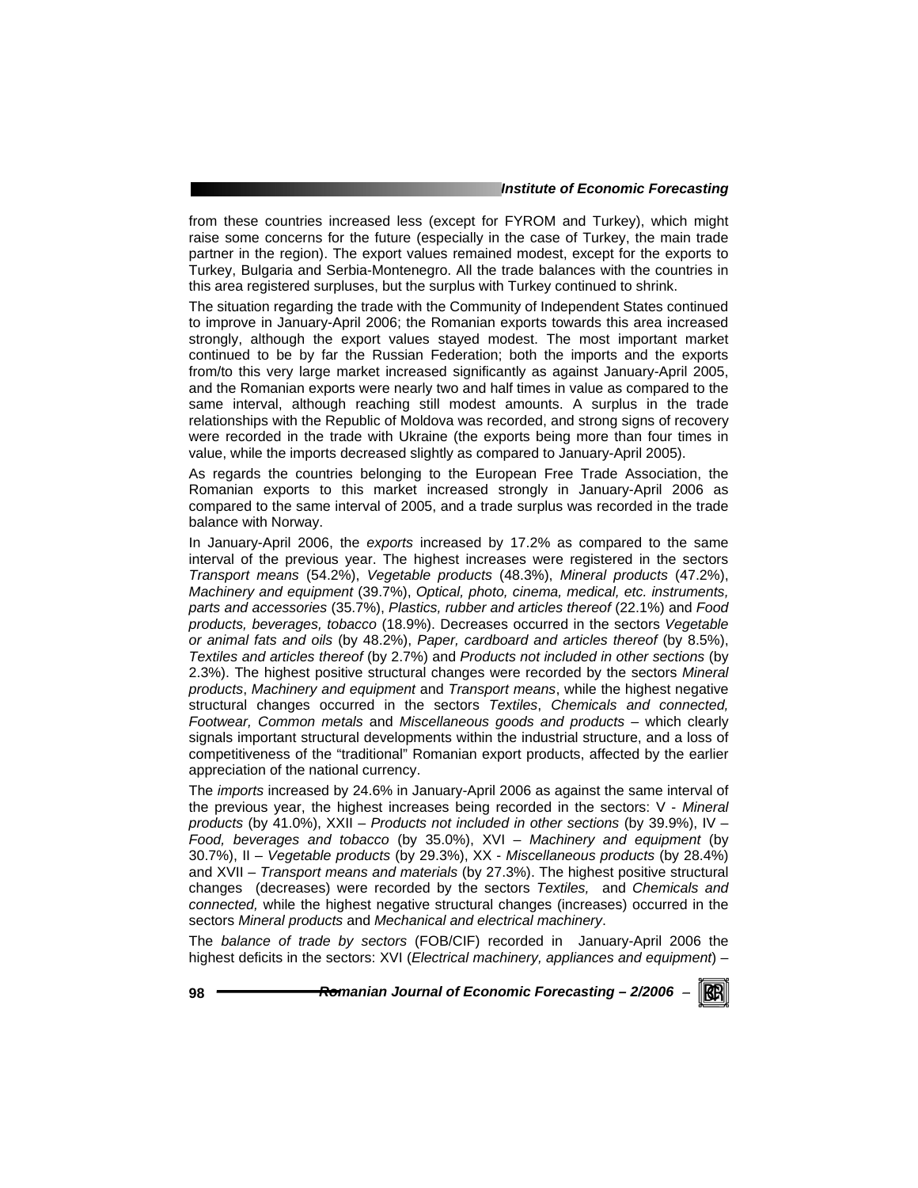from these countries increased less (except for FYROM and Turkey), which might raise some concerns for the future (especially in the case of Turkey, the main trade partner in the region). The export values remained modest, except for the exports to Turkey, Bulgaria and Serbia-Montenegro. All the trade balances with the countries in this area registered surpluses, but the surplus with Turkey continued to shrink.

The situation regarding the trade with the Community of Independent States continued to improve in January-April 2006; the Romanian exports towards this area increased strongly, although the export values stayed modest. The most important market continued to be by far the Russian Federation; both the imports and the exports from/to this very large market increased significantly as against January-April 2005, and the Romanian exports were nearly two and half times in value as compared to the same interval, although reaching still modest amounts. A surplus in the trade relationships with the Republic of Moldova was recorded, and strong signs of recovery were recorded in the trade with Ukraine (the exports being more than four times in value, while the imports decreased slightly as compared to January-April 2005).

As regards the countries belonging to the European Free Trade Association, the Romanian exports to this market increased strongly in January-April 2006 as compared to the same interval of 2005, and a trade surplus was recorded in the trade balance with Norway.

In January-April 2006, the *exports* increased by 17.2% as compared to the same interval of the previous year. The highest increases were registered in the sectors *Transport means* (54.2%), *Vegetable products* (48.3%), *Mineral products* (47.2%), *Machinery and equipment* (39.7%), *Optical, photo, cinema, medical, etc. instruments, parts and accessories* (35.7%), *Plastics, rubber and articles thereof* (22.1%) and *Food products, beverages, tobacco* (18.9%). Decreases occurred in the sectors *Vegetable or animal fats and oils* (by 48.2%), *Paper, cardboard and articles thereof* (by 8.5%), *Textiles and articles thereof* (by 2.7%) and *Products not included in other sections* (by 2.3%). The highest positive structural changes were recorded by the sectors *Mineral products*, *Machinery and equipment* and *Transport means*, while the highest negative structural changes occurred in the sectors *Textiles*, *Chemicals and connected, Footwear, Common metals* and *Miscellaneous goods and products* – which clearly signals important structural developments within the industrial structure, and a loss of competitiveness of the "traditional" Romanian export products, affected by the earlier appreciation of the national currency.

The *imports* increased by 24.6% in January-April 2006 as against the same interval of the previous year, the highest increases being recorded in the sectors: V - *Mineral products* (by 41.0%), XXII – *Products not included in other sections* (by 39.9%), IV – *Food, beverages and tobacco* (by 35.0%), XVI – *Machinery and equipment* (by 30.7%), II – *Vegetable products* (by 29.3%), XX - *Miscellaneous products* (by 28.4%) and XVII – *Transport means and materials* (by 27.3%). The highest positive structural changes (decreases) were recorded by the sectors *Textiles,* and *Chemicals and connected,* while the highest negative structural changes (increases) occurred in the sectors *Mineral products* and *Mechanical and electrical machinery*.

The *balance of trade by sectors* (FOB/CIF) recorded in January-April 2006 the highest deficits in the sectors: XVI (*Electrical machinery, appliances and equipment*) –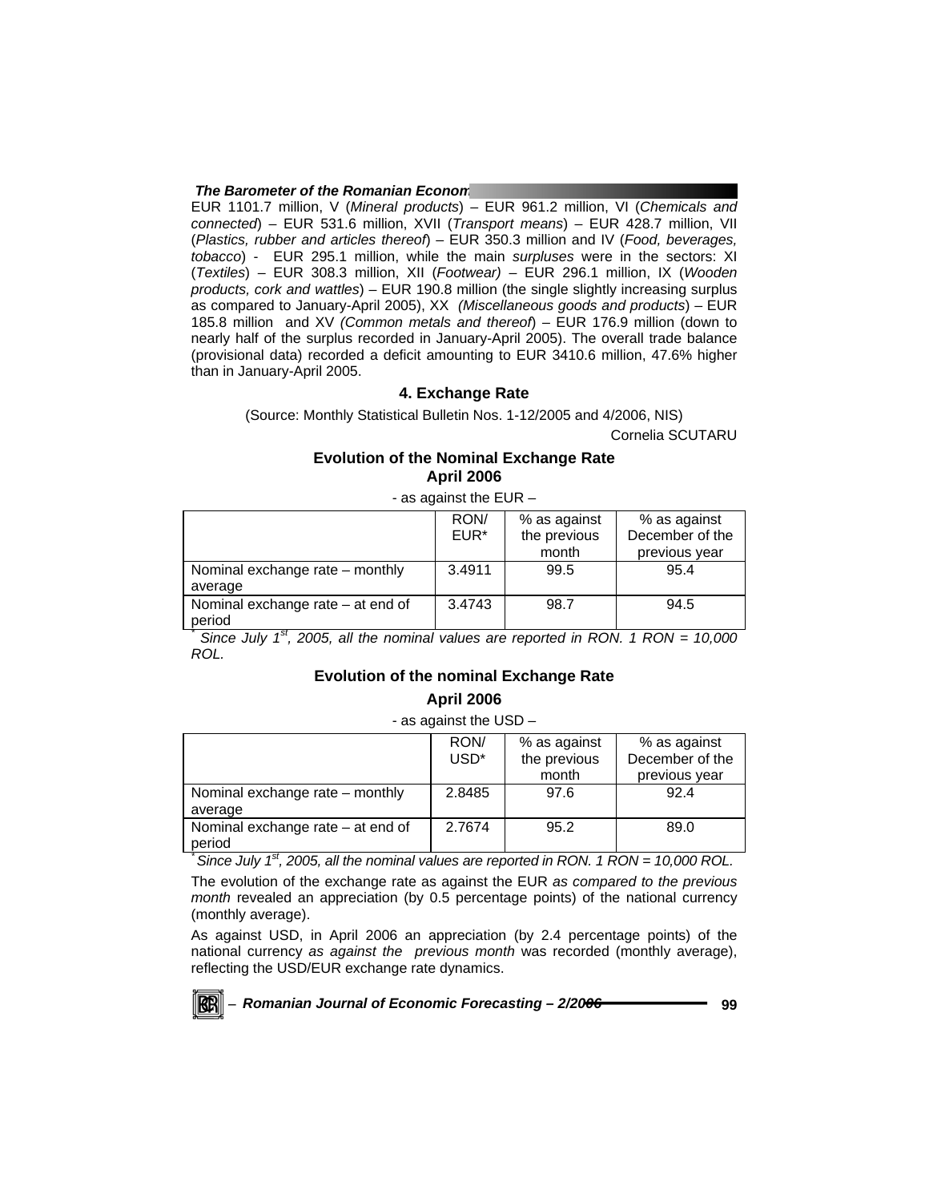EUR 1101.7 million, V (*Mineral products*) – EUR 961.2 million, VI (*Chemicals and connected*) – EUR 531.6 million, XVII (*Transport means*) – EUR 428.7 million, VII (*Plastics, rubber and articles thereof*) – EUR 350.3 million and IV (*Food, beverages, tobacco*) - EUR 295.1 million, while the main *surpluses* were in the sectors: XI (*Textiles*) – EUR 308.3 million, XII (*Footwear)* – EUR 296.1 million, IX (*Wooden products, cork and wattles*) – EUR 190.8 million (the single slightly increasing surplus as compared to January-April 2005), XX (*Miscellaneous goods and products*) – EUR 185.8 million and XV *(Common metals and thereof*) – EUR 176.9 million (down to nearly half of the surplus recorded in January-April 2005). The overall trade balance (provisional data) recorded a deficit amounting to EUR 3410.6 million, 47.6% higher than in January-April 2005.

## 4. Exchange Rate

(Source: Monthly Statistical Bulletin Nos. 1-12/2005 and 4/2006, NIS)

Cornelia SCUTARU

### Evolution of the Nominal Exchange Rate April 2006

- as against the EUR –

| | RON/ EUR* | % as against the previous month | % as against December of the previous year |
|---|---|---|---|
| Nominal exchange rate – monthly average | 3.4911 | 99.5 | 95.4 |
| Nominal exchange rate – at end of period | 3.4743 | 98.7 | 94.5 |

\* *Since July 1st, 2005, all the nominal values are reported in RON. 1 RON = 10,000 ROL.*

### Evolution of the nominal Exchange Rate

### April 2006

- as against the USD –

| | RON/ USD* | % as against the previous month | % as against December of the previous year |
|---|---|---|---|
| Nominal exchange rate – monthly average | 2.8485 | 97.6 | 92.4 |
| Nominal exchange rate – at end of period | 2.7674 | 95.2 | 89.0 |

\* *Since July 1st, 2005, all the nominal values are reported in RON. 1 RON = 10,000 ROL.*

The evolution of the exchange rate as against the EUR *as compared to the previous month* revealed an appreciation (by 0.5 percentage points) of the national currency (monthly average).

As against USD, in April 2006 an appreciation (by 2.4 percentage points) of the national currency *as against the previous month* was recorded (monthly average), reflecting the USD/EUR exchange rate dynamics.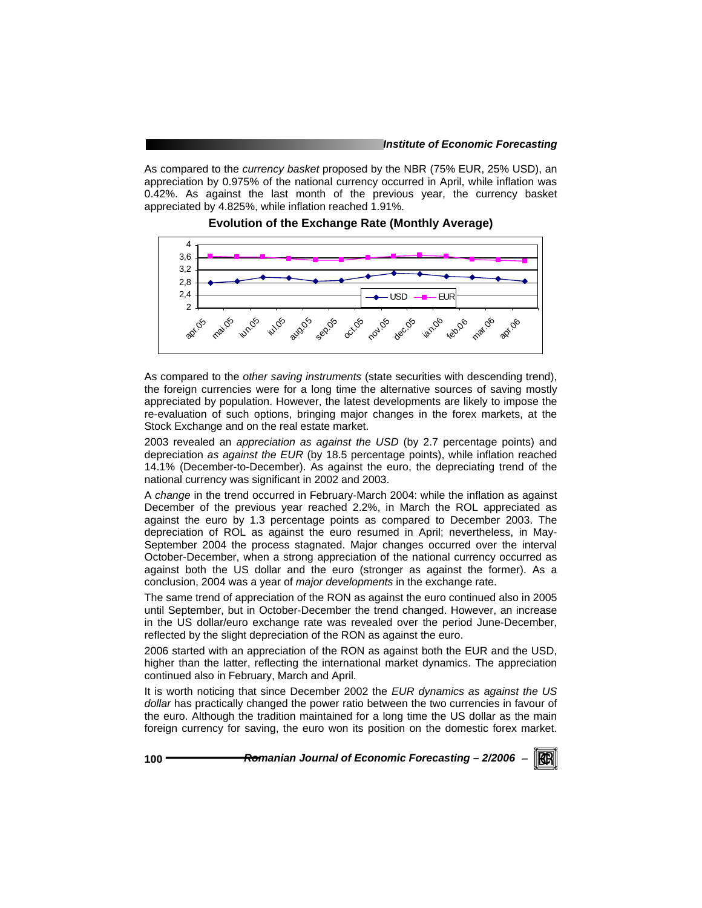As compared to the *currency basket* proposed by the NBR (75% EUR, 25% USD), an appreciation by 0.975% of the national currency occurred in April, while inflation was 0.42%. As against the last month of the previous year, the currency basket appreciated by 4.825%, while inflation reached 1.91%.

**Evolution of the Exchange Rate (Monthly Average)**

As compared to the *other saving instruments* (state securities with descending trend), the foreign currencies were for a long time the alternative sources of saving mostly appreciated by population. However, the latest developments are likely to impose the re-evaluation of such options, bringing major changes in the forex markets, at the Stock Exchange and on the real estate market.

2003 revealed an *appreciation as against the USD* (by 2.7 percentage points) and depreciation *as against the EUR* (by 18.5 percentage points), while inflation reached 14.1% (December-to-December). As against the euro, the depreciating trend of the national currency was significant in 2002 and 2003.

A *change* in the trend occurred in February-March 2004: while the inflation as against December of the previous year reached 2.2%, in March the ROL appreciated as against the euro by 1.3 percentage points as compared to December 2003. The depreciation of ROL as against the euro resumed in April; nevertheless, in May-September 2004 the process stagnated. Major changes occurred over the interval October-December, when a strong appreciation of the national currency occurred as against both the US dollar and the euro (stronger as against the former). As a conclusion, 2004 was a year of *major developments* in the exchange rate.

The same trend of appreciation of the RON as against the euro continued also in 2005 until September, but in October-December the trend changed. However, an increase in the US dollar/euro exchange rate was revealed over the period June-December, reflected by the slight depreciation of the RON as against the euro.

2006 started with an appreciation of the RON as against both the EUR and the USD, higher than the latter, reflecting the international market dynamics. The appreciation continued also in February, March and April.

It is worth noticing that since December 2002 the *EUR dynamics as against the US dollar* has practically changed the power ratio between the two currencies in favour of the euro. Although the tradition maintained for a long time the US dollar as the main foreign currency for saving, the euro won its position on the domestic forex market.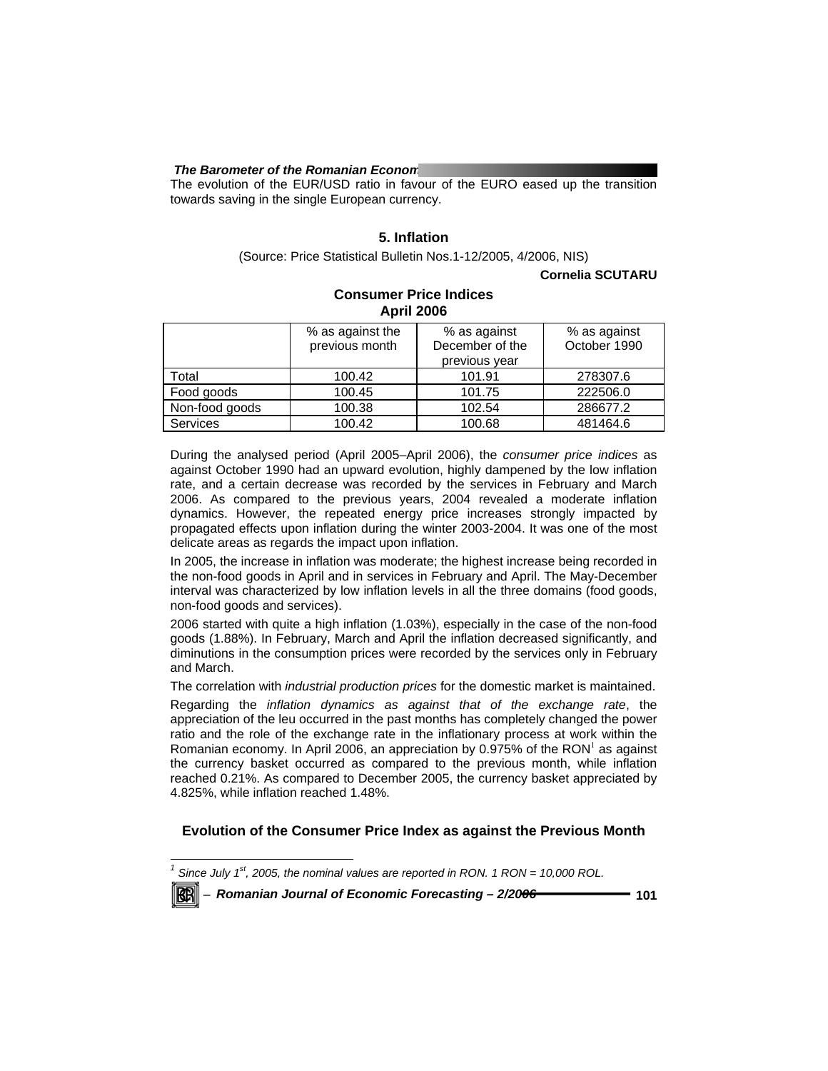The evolution of the EUR/USD ratio in favour of the EURO eased up the transition towards saving in the single European currency.

## 5. Inflation

(Source: Price Statistical Bulletin Nos.1-12/2005, 4/2006, NIS)

**Cornelia SCUTARU**

### Consumer Price Indices
### April 2006

| | % as against the previous month | % as against December of the previous year | % as against October 1990 |
|---|---|---|---|
| Total | 100.42 | 101.91 | 278307.6 |
| Food goods | 100.45 | 101.75 | 222506.0 |
| Non-food goods | 100.38 | 102.54 | 286677.2 |
| Services | 100.42 | 100.68 | 481464.6 |

During the analysed period (April 2005–April 2006), the *consumer price indices* as against October 1990 had an upward evolution, highly dampened by the low inflation rate, and a certain decrease was recorded by the services in February and March 2006. As compared to the previous years, 2004 revealed a moderate inflation dynamics. However, the repeated energy price increases strongly impacted by propagated effects upon inflation during the winter 2003-2004. It was one of the most delicate areas as regards the impact upon inflation.

In 2005, the increase in inflation was moderate; the highest increase being recorded in the non-food goods in April and in services in February and April. The May-December interval was characterized by low inflation levels in all the three domains (food goods, non-food goods and services).

2006 started with quite a high inflation (1.03%), especially in the case of the non-food goods (1.88%). In February, March and April the inflation decreased significantly, and diminutions in the consumption prices were recorded by the services only in February and March.

The correlation with *industrial production prices* for the domestic market is maintained.

Regarding the *inflation dynamics as against that of the exchange rate*, the appreciation of the leu occurred in the past months has completely changed the power ratio and the role of the exchange rate in the inflationary process at work within the Romanian economy. In April 2006, an appreciation by 0.975% of the RON[1] as against the currency basket occurred as compared to the previous month, while inflation reached 0.21%. As compared to December 2005, the currency basket appreciated by 4.825%, while inflation reached 1.48%.

### Evolution of the Consumer Price Index as against the Previous Month

[1] *Since July 1st, 2005, the nominal values are reported in RON. 1 RON = 10,000 ROL.*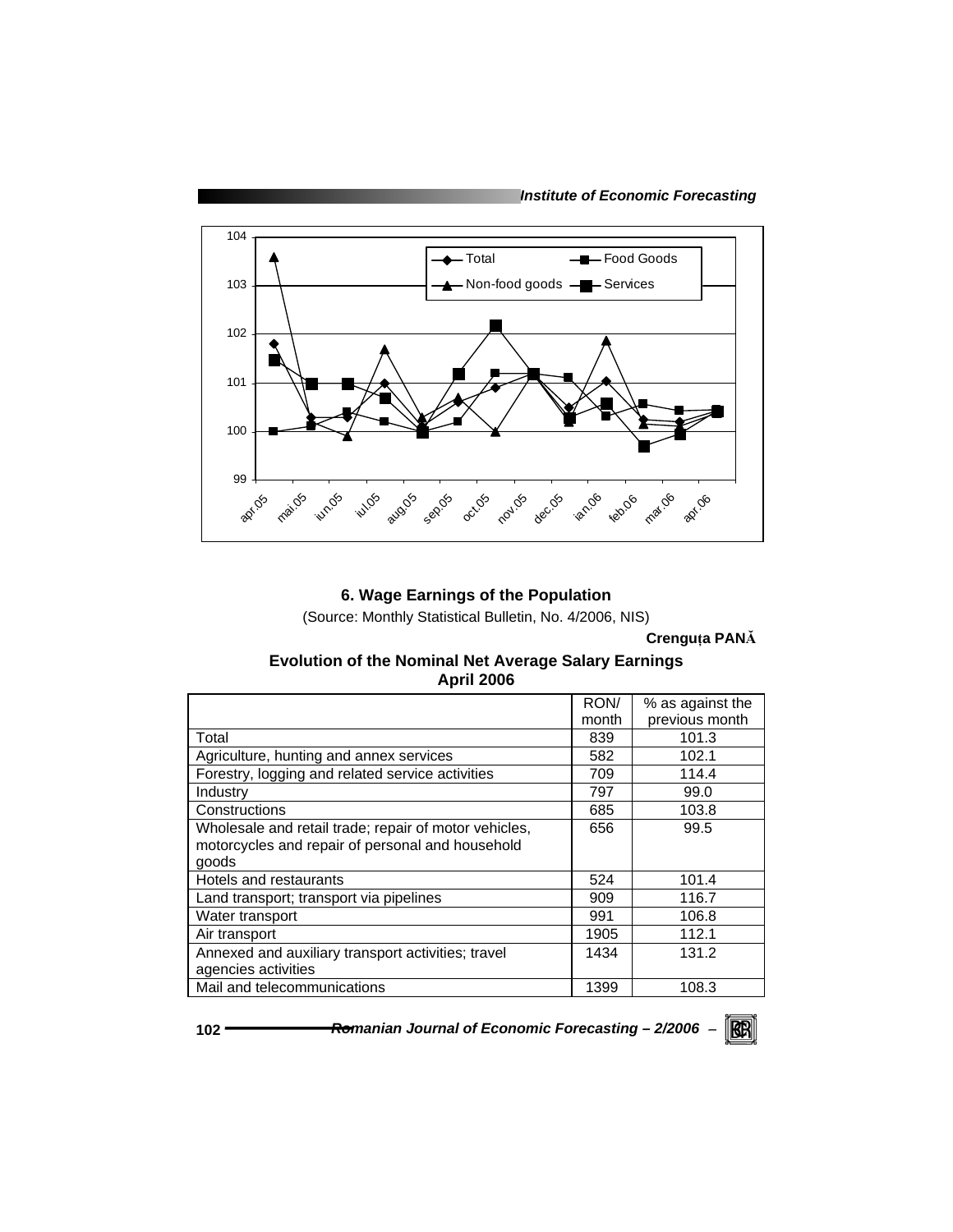104
103
102
101
100
99

Total
Food Goods
Non-food goods
Services

apr.05
mai.05
iun.05
iul.05
aug.05
sep.05
oct.05
nov.05
dec.05
ian.06
feb.06
mar.06
apr.06

## 6. Wage Earnings of the Population

(Source: Monthly Statistical Bulletin, No. 4/2006, NIS)

**Crenguța PANĂ**

### Evolution of the Nominal Net Average Salary Earnings April 2006

| | RON/ month | % as against the previous month |
|---|---|---|
| Total | 839 | 101.3 |
| Agriculture, hunting and annex services | 582 | 102.1 |
| Forestry, logging and related service activities | 709 | 114.4 |
| Industry | 797 | 99.0 |
| Constructions | 685 | 103.8 |
| Wholesale and retail trade; repair of motor vehicles, motorcycles and repair of personal and household goods | 656 | 99.5 |
| Hotels and restaurants | 524 | 101.4 |
| Land transport; transport via pipelines | 909 | 116.7 |
| Water transport | 991 | 106.8 |
| Air transport | 1905 | 112.1 |
| Annexed and auxiliary transport activities; travel agencies activities | 1434 | 131.2 |
| Mail and telecommunications | 1399 | 108.3 |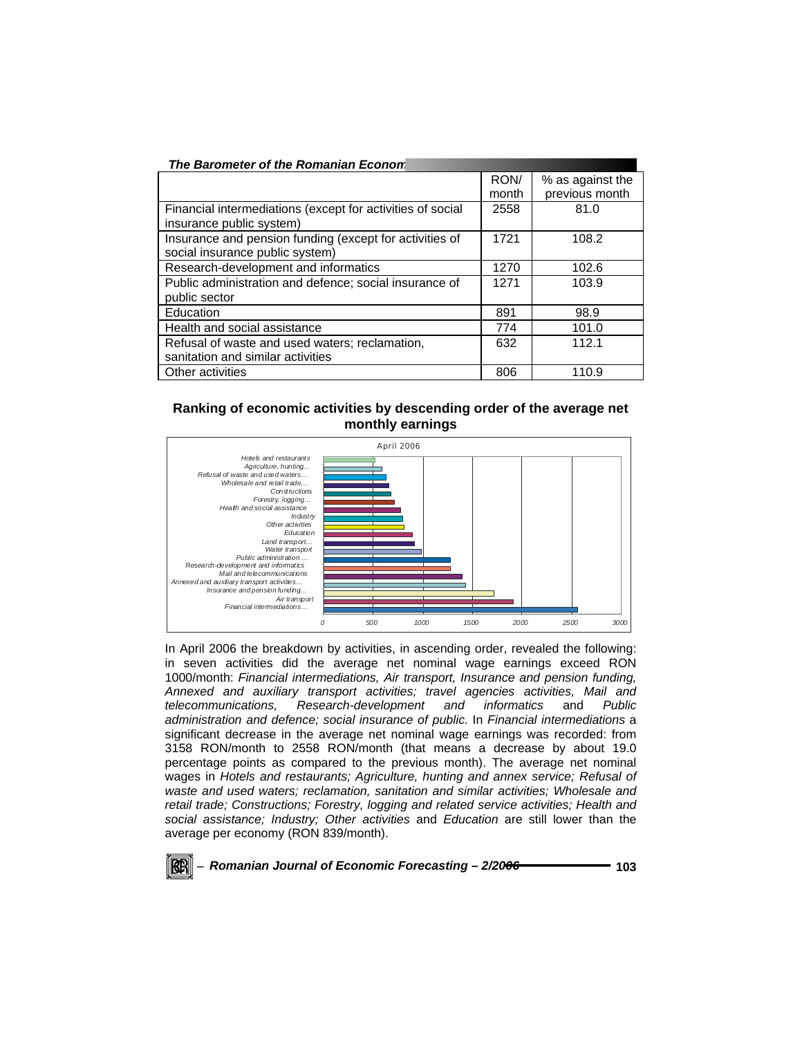| | RON/ month | % as against the previous month |
|---|---|---|
| Financial intermediations (except for activities of social insurance public system) | 2558 | 81.0 |
| Insurance and pension funding (except for activities of social insurance public system) | 1721 | 108.2 |
| Research-development and informatics | 1270 | 102.6 |
| Public administration and defence; social insurance of public sector | 1271 | 103.9 |
| Education | 891 | 98.9 |
| Health and social assistance | 774 | 101.0 |
| Refusal of waste and used waters; reclamation, sanitation and similar activities | 632 | 112.1 |
| Other activities | 806 | 110.9 |

**Ranking of economic activities by descending order of the average net monthly earnings**

April 2006

Hotels and restaurants
Agriculture, hunting...
Refusal of waste and used waters...
Wholesale and retail trade...
Constructions
Forestry, logging...
Health and social assistance
Industry
Other activities
Education
Land transport...
Water transport
Public administration ...
Research-development and informatics
Mail and telecommunications
Annexed and auxiliary transport activities...
Insurance and pension funding...
Air transport
Financial intermediations...

0 500 1000 1500 2000 2500 3000

In April 2006 the breakdown by activities, in ascending order, revealed the following: in seven activities did the average net nominal wage earnings exceed RON 1000/month: *Financial intermediations, Air transport, Insurance and pension funding, Annexed and auxiliary transport activities; travel agencies activities, Mail and telecommunications, Research-development and informatics* and *Public administration and defence; social insurance of public.* In *Financial intermediations* a significant decrease in the average net nominal wage earnings was recorded: from 3158 RON/month to 2558 RON/month (that means a decrease by about 19.0 percentage points as compared to the previous month). The average net nominal wages in *Hotels and restaurants; Agriculture, hunting and annex service; Refusal of waste and used waters; reclamation, sanitation and similar activities; Wholesale and retail trade; Constructions; Forestry, logging and related service activities; Health and social assistance; Industry; Other activities* and *Education* are still lower than the average per economy (RON 839/month).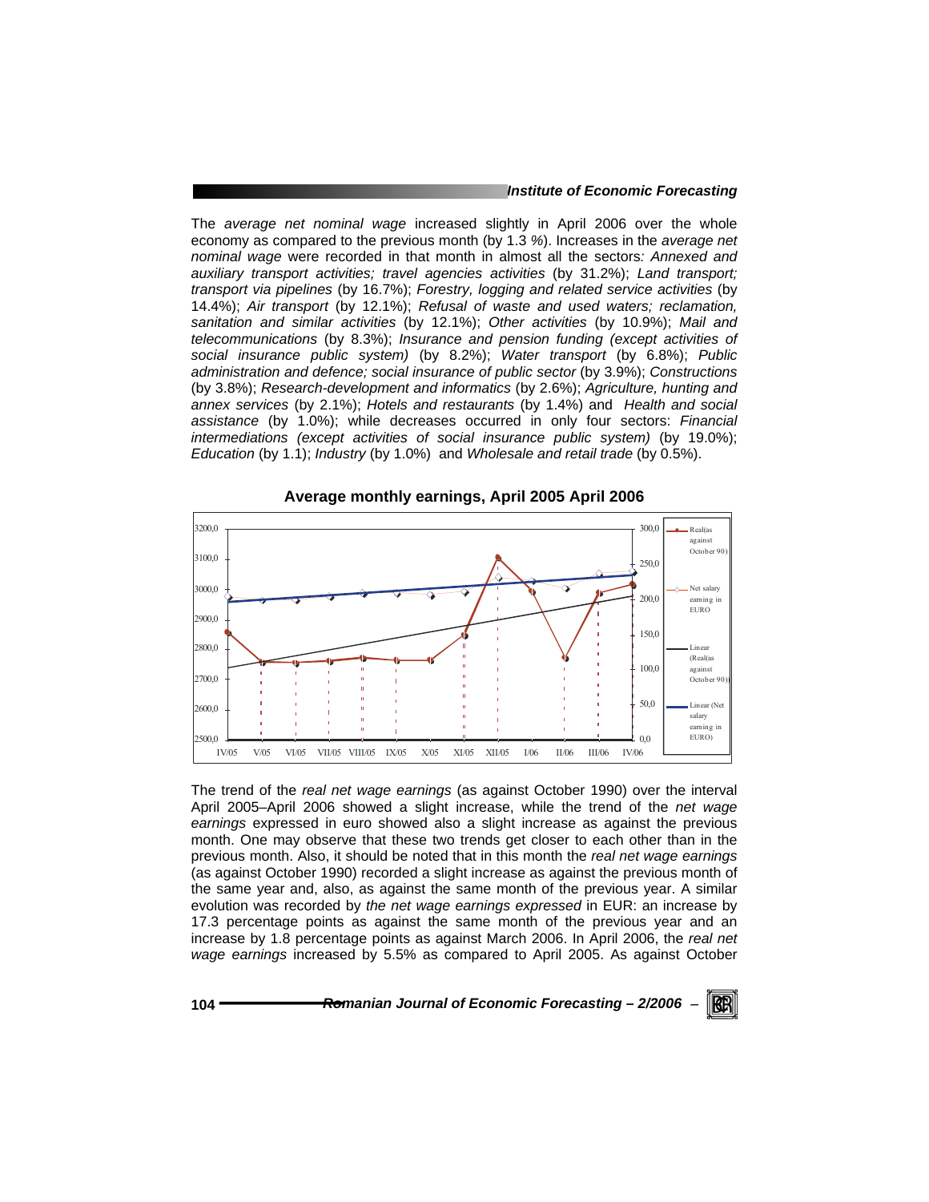The *average net nominal wage* increased slightly in April 2006 over the whole economy as compared to the previous month (by 1.3 %). Increases in the *average net nominal wage* were recorded in that month in almost all the sectors*: Annexed and auxiliary transport activities; travel agencies activities* (by 31.2%); *Land transport; transport via pipelines* (by 16.7%); *Forestry, logging and related service activities* (by 14.4%); *Air transport* (by 12.1%); *Refusal of waste and used waters; reclamation, sanitation and similar activities* (by 12.1%); *Other activities* (by 10.9%); *Mail and telecommunications* (by 8.3%); *Insurance and pension funding (except activities of social insurance public system)* (by 8.2%); *Water transport* (by 6.8%); *Public administration and defence; social insurance of public sector* (by 3.9%); *Constructions* (by 3.8%); *Research-development and informatics* (by 2.6%); *Agriculture, hunting and annex services* (by 2.1%); *Hotels and restaurants* (by 1.4%) and *Health and social assistance* (by 1.0%); while decreases occurred in only four sectors: *Financial intermediations (except activities of social insurance public system)* (by 19.0%); *Education* (by 1.1); *Industry* (by 1.0%) and *Wholesale and retail trade* (by 0.5%).

**Average monthly earnings, April 2005 April 2006**

3200,0
3100,0
3000,0
2900,0
2800,0
2700,0
2600,0
2500,0

300,0
250,0
200,0
150,0
100,0
50,0
0,0

IV/05 V/05 VI/05 VII/05 VIII/05 IX/05 X/05 XI/05 XII/05 I/06 II/06 III/06 IV/06

Real(as against October 90)
Net salary earning in EURO
Linear (Real(as against October 90))
Linear (Net salary earning in EURO)

The trend of the *real net wage earnings* (as against October 1990) over the interval April 2005–April 2006 showed a slight increase, while the trend of the *net wage earnings* expressed in euro showed also a slight increase as against the previous month. One may observe that these two trends get closer to each other than in the previous month. Also, it should be noted that in this month the *real net wage earnings* (as against October 1990) recorded a slight increase as against the previous month of the same year and, also, as against the same month of the previous year. A similar evolution was recorded by *the net wage earnings expressed* in EUR: an increase by 17.3 percentage points as against the same month of the previous year and an increase by 1.8 percentage points as against March 2006. In April 2006, the *real net wage earnings* increased by 5.5% as compared to April 2005. As against October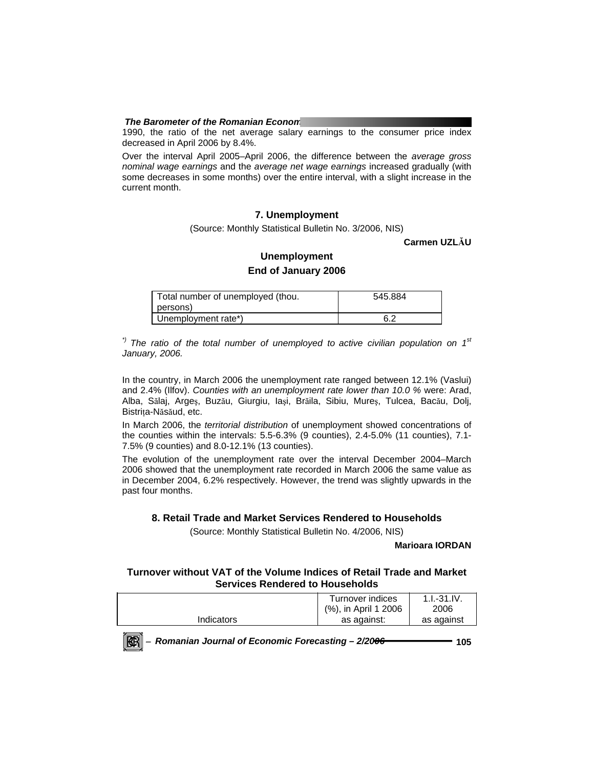1990, the ratio of the net average salary earnings to the consumer price index decreased in April 2006 by 8.4%.

Over the interval April 2005–April 2006, the difference between the *average gross nominal wage earnings* and the *average net wage earnings* increased gradually (with some decreases in some months) over the entire interval, with a slight increase in the current month.

## 7. Unemployment

(Source: Monthly Statistical Bulletin No. 3/2006, NIS)

**Carmen UZLĂU**

### Unemployment
### End of January 2006

| | |
|---|---|
| Total number of unemployed (thou. persons) | 545.884 |
| Unemployment rate*) | 6.2 |

*) *The ratio of the total number of unemployed to active civilian population on 1st January, 2006.*

In the country, in March 2006 the unemployment rate ranged between 12.1% (Vaslui) and 2.4% (Ilfov). *Counties with an unemployment rate lower than 10.0 %* were: Arad, Alba, Sălaj, Argeş, Buzău, Giurgiu, Iaşi, Brăila, Sibiu, Mureş, Tulcea, Bacău, Dolj, Bistriţa-Năsăud, etc.

In March 2006, the *territorial distribution* of unemployment showed concentrations of the counties within the intervals: 5.5-6.3% (9 counties), 2.4-5.0% (11 counties), 7.1-7.5% (9 counties) and 8.0-12.1% (13 counties).

The evolution of the unemployment rate over the interval December 2004–March 2006 showed that the unemployment rate recorded in March 2006 the same value as in December 2004, 6.2% respectively. However, the trend was slightly upwards in the past four months.

## 8. Retail Trade and Market Services Rendered to Households

(Source: Monthly Statistical Bulletin No. 4/2006, NIS)

**Marioara IORDAN**

### Turnover without VAT of the Volume Indices of Retail Trade and Market Services Rendered to Households

| Indicators | Turnover indices (%), in April 1 2006 as against: | 1.I.-31.IV. 2006 as against |
|---|---|---|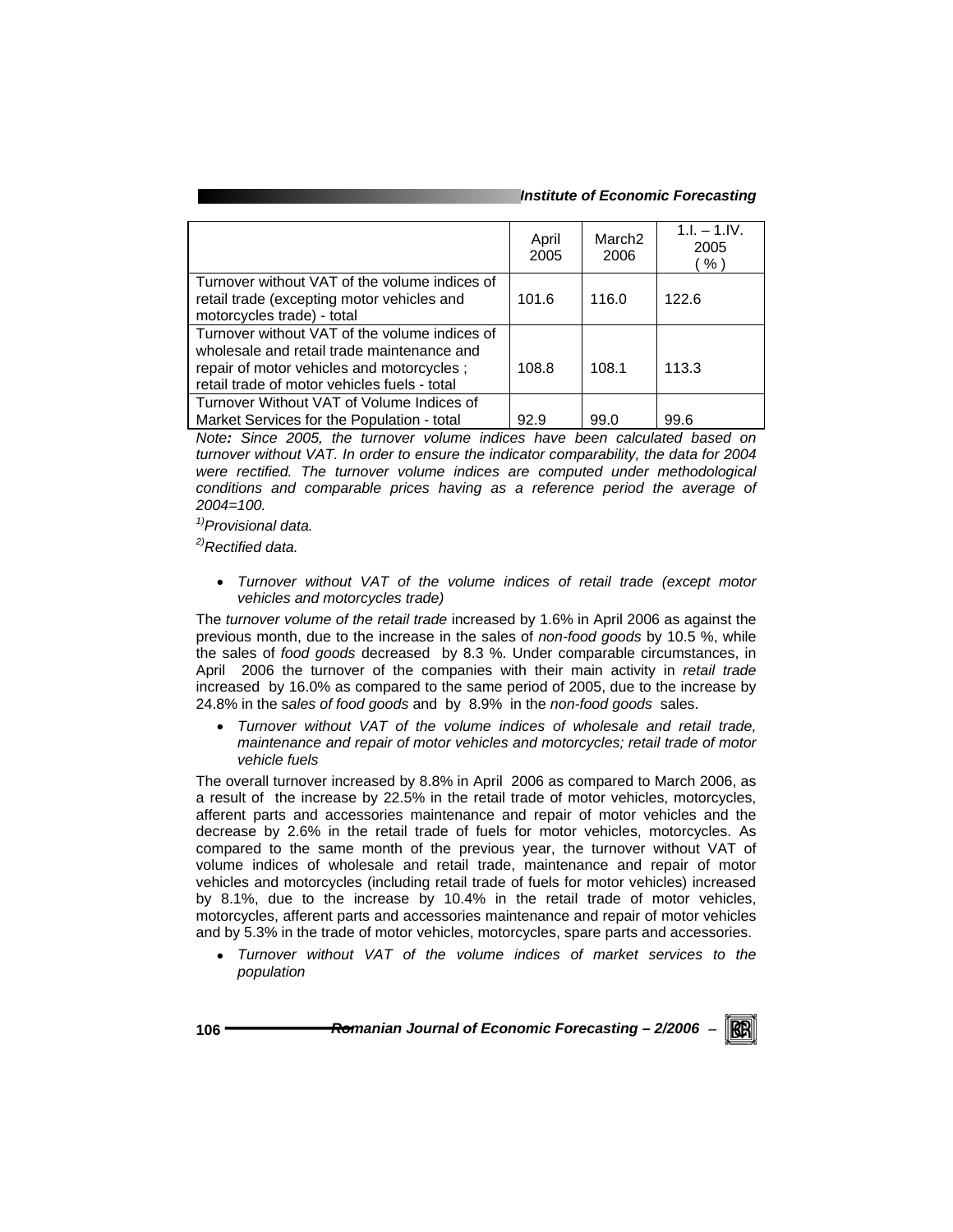| | April 2005 | March2 2006 | 1.I. – 1.IV. 2005 ( % ) |
|---|---|---|---|
| Turnover without VAT of the volume indices of retail trade (excepting motor vehicles and motorcycles trade) - total | 101.6 | 116.0 | 122.6 |
| Turnover without VAT of the volume indices of wholesale and retail trade maintenance and repair of motor vehicles and motorcycles ; retail trade of motor vehicles fuels - total | 108.8 | 108.1 | 113.3 |
| Turnover Without VAT of Volume Indices of Market Services for the Population - total | 92.9 | 99.0 | 99.6 |

*Note: Since 2005, the turnover volume indices have been calculated based on turnover without VAT. In order to ensure the indicator comparability, the data for 2004 were rectified. The turnover volume indices are computed under methodological conditions and comparable prices having as a reference period the average of 2004=100.*

*[1)]Provisional data.*

*[2)]Rectified data.*

- *Turnover without VAT of the volume indices of retail trade (except motor vehicles and motorcycles trade)*

The *turnover volume of the retail trade* increased by 1.6% in April 2006 as against the previous month, due to the increase in the sales of *non-food goods* by 10.5 %, while the sales of *food goods* decreased by 8.3 %. Under comparable circumstances, in April 2006 the turnover of the companies with their main activity in *retail trade* increased by 16.0% as compared to the same period of 2005, due to the increase by 24.8% in the s*ales of food goods* and by 8.9% in the *non-food goods* sales.

- *Turnover without VAT of the volume indices of wholesale and retail trade, maintenance and repair of motor vehicles and motorcycles; retail trade of motor vehicle fuels*

The overall turnover increased by 8.8% in April 2006 as compared to March 2006, as a result of the increase by 22.5% in the retail trade of motor vehicles, motorcycles, afferent parts and accessories maintenance and repair of motor vehicles and the decrease by 2.6% in the retail trade of fuels for motor vehicles, motorcycles. As compared to the same month of the previous year, the turnover without VAT of volume indices of wholesale and retail trade, maintenance and repair of motor vehicles and motorcycles (including retail trade of fuels for motor vehicles) increased by 8.1%, due to the increase by 10.4% in the retail trade of motor vehicles, motorcycles, afferent parts and accessories maintenance and repair of motor vehicles and by 5.3% in the trade of motor vehicles, motorcycles, spare parts and accessories.

- *Turnover without VAT of the volume indices of market services to the population*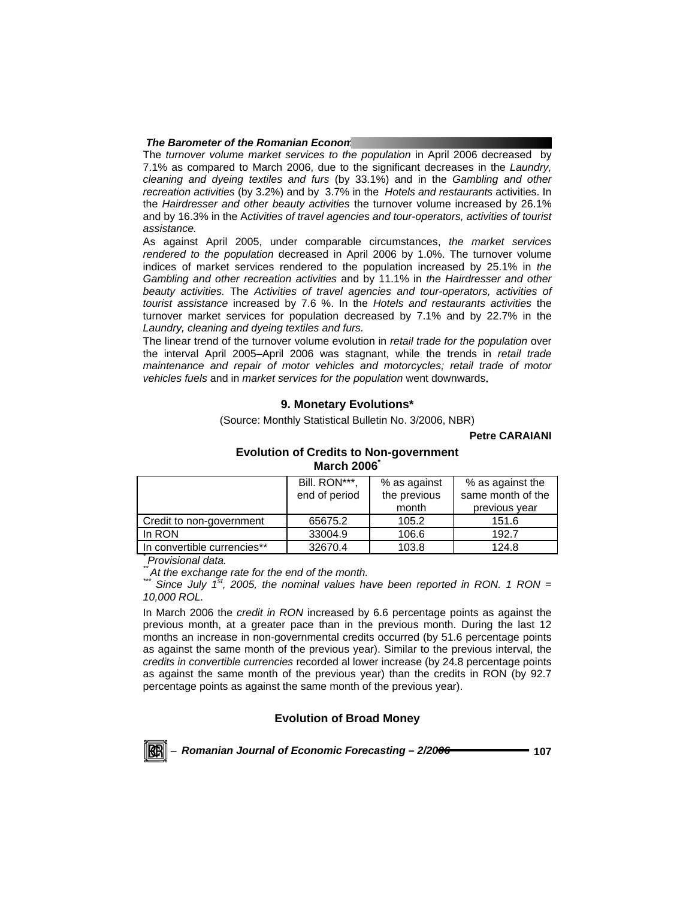The *turnover volume market services to the population* in April 2006 decreased by 7.1% as compared to March 2006, due to the significant decreases in the *Laundry, cleaning and dyeing textiles and furs* (by 33.1%) and in the *Gambling and other recreation activities* (by 3.2%) and by 3.7% in the *Hotels and restaurants* activities. In the *Hairdresser and other beauty activities* the turnover volume increased by 26.1% and by 16.3% in the A*ctivities of travel agencies and tour-operators, activities of tourist assistance.*

As against April 2005, under comparable circumstances, *the market services rendered to the population* decreased in April 2006 by 1.0%. The turnover volume indices of market services rendered to the population increased by 25.1% in *the Gambling and other recreation activities* and by 11.1% in *the Hairdresser and other beauty activities.* The *Activities of travel agencies and tour-operators, activities of tourist assistance* increased by 7.6 %. In the *Hotels and restaurants activities* the turnover market services for population decreased by 7.1% and by 22.7% in the *Laundry, cleaning and dyeing textiles and furs.*

The linear trend of the turnover volume evolution in *retail trade for the population* over the interval April 2005–April 2006 was stagnant, while the trends in *retail trade maintenance and repair of motor vehicles and motorcycles; retail trade of motor vehicles fuels* and in *market services for the population* went downwards**.**

## 9. Monetary Evolutions*

(Source: Monthly Statistical Bulletin No. 3/2006, NBR)

**Petre CARAIANI**

### Evolution of Credits to Non-government March 2006*

| | Bill. RON***, end of period | % as against the previous month | % as against the same month of the previous year |
|---|---|---|---|
| Credit to non-government | 65675.2 | 105.2 | 151.6 |
| In RON | 33004.9 | 106.6 | 192.7 |
| In convertible currencies** | 32670.4 | 103.8 | 124.8 |

\* *Provisional data.*

\*\* *At the exchange rate for the end of the month.*

\*\*\* *Since July 1st, 2005, the nominal values have been reported in RON. 1 RON = 10,000 ROL.*

In March 2006 the *credit in RON* increased by 6.6 percentage points as against the previous month, at a greater pace than in the previous month. During the last 12 months an increase in non-governmental credits occurred (by 51.6 percentage points as against the same month of the previous year). Similar to the previous interval, the *credits in convertible currencies* recorded al lower increase (by 24.8 percentage points as against the same month of the previous year) than the credits in RON (by 92.7 percentage points as against the same month of the previous year).

### Evolution of Broad Money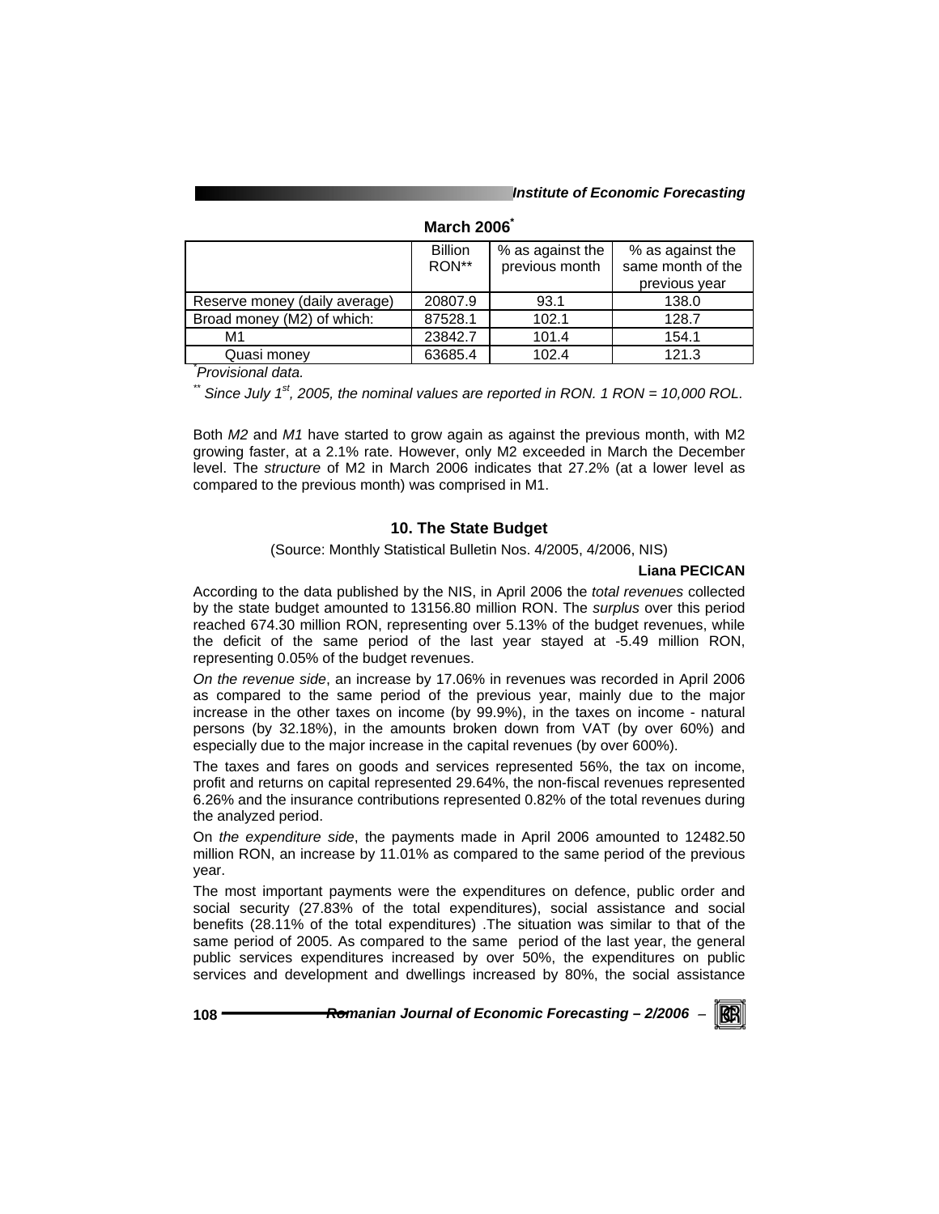**March 2006[*]**

| | Billion RON** | % as against the previous month | % as against the same month of the previous year |
|---|---|---|---|
| Reserve money (daily average) | 20807.9 | 93.1 | 138.0 |
| Broad money (M2) of which: | 87528.1 | 102.1 | 128.7 |
| M1 | 23842.7 | 101.4 | 154.1 |
| Quasi money | 63685.4 | 102.4 | 121.3 |

[*] *Provisional data.*

[**] *Since July 1st, 2005, the nominal values are reported in RON. 1 RON = 10,000 ROL.*

Both *M2* and *M1* have started to grow again as against the previous month, with M2 growing faster, at a 2.1% rate. However, only M2 exceeded in March the December level. The *structure* of M2 in March 2006 indicates that 27.2% (at a lower level as compared to the previous month) was comprised in M1.

## 10. The State Budget

(Source: Monthly Statistical Bulletin Nos. 4/2005, 4/2006, NIS)

**Liana PECICAN**

According to the data published by the NIS, in April 2006 the *total revenues* collected by the state budget amounted to 13156.80 million RON. The *surplus* over this period reached 674.30 million RON, representing over 5.13% of the budget revenues, while the deficit of the same period of the last year stayed at -5.49 million RON, representing 0.05% of the budget revenues.

*On the revenue side*, an increase by 17.06% in revenues was recorded in April 2006 as compared to the same period of the previous year, mainly due to the major increase in the other taxes on income (by 99.9%), in the taxes on income - natural persons (by 32.18%), in the amounts broken down from VAT (by over 60%) and especially due to the major increase in the capital revenues (by over 600%).

The taxes and fares on goods and services represented 56%, the tax on income, profit and returns on capital represented 29.64%, the non-fiscal revenues represented 6.26% and the insurance contributions represented 0.82% of the total revenues during the analyzed period.

On *the expenditure side*, the payments made in April 2006 amounted to 12482.50 million RON, an increase by 11.01% as compared to the same period of the previous year.

The most important payments were the expenditures on defence, public order and social security (27.83% of the total expenditures), social assistance and social benefits (28.11% of the total expenditures) .The situation was similar to that of the same period of 2005. As compared to the same period of the last year, the general public services expenditures increased by over 50%, the expenditures on public services and development and dwellings increased by 80%, the social assistance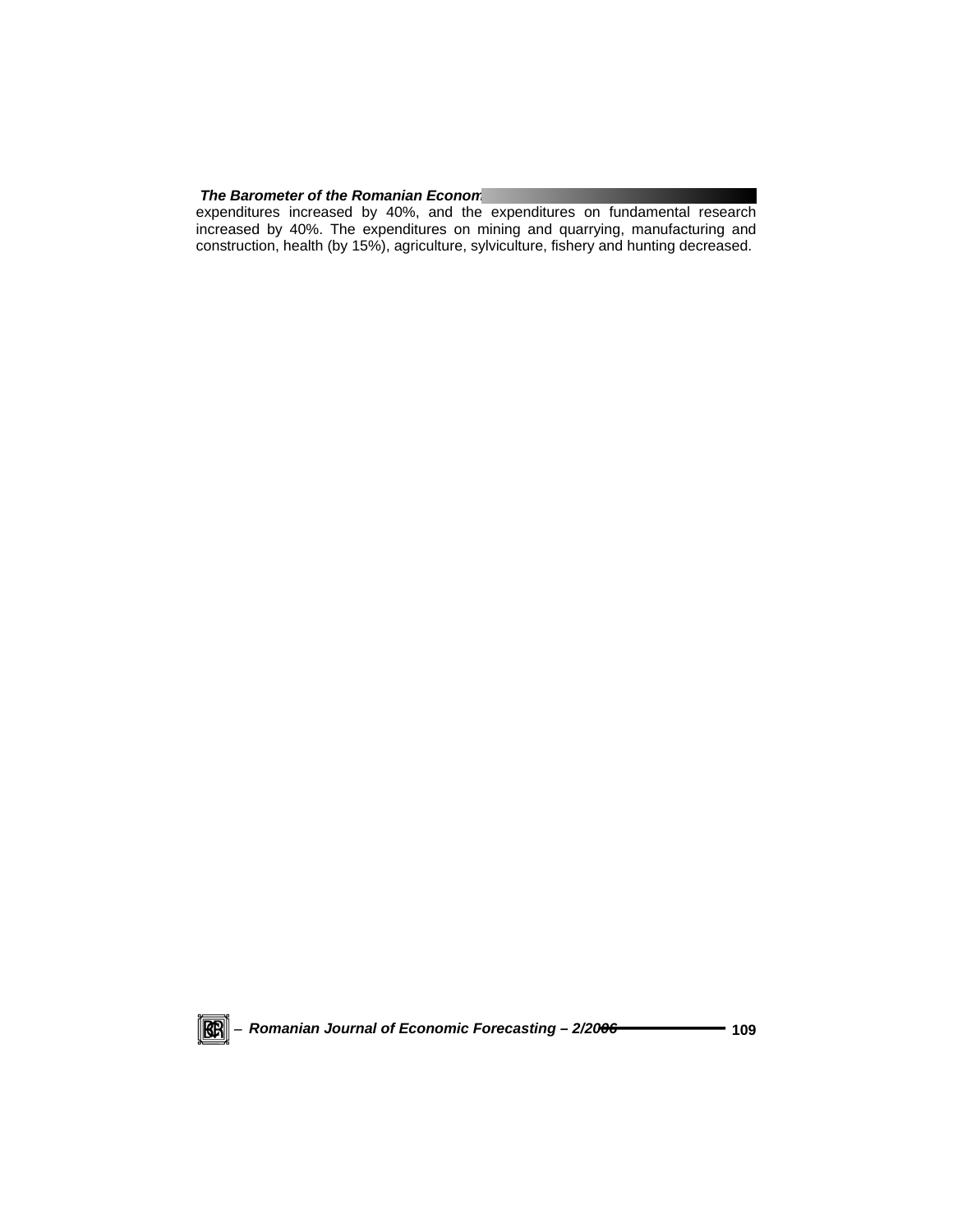expenditures increased by 40%, and the expenditures on fundamental research increased by 40%. The expenditures on mining and quarrying, manufacturing and construction, health (by 15%), agriculture, sylviculture, fishery and hunting decreased.